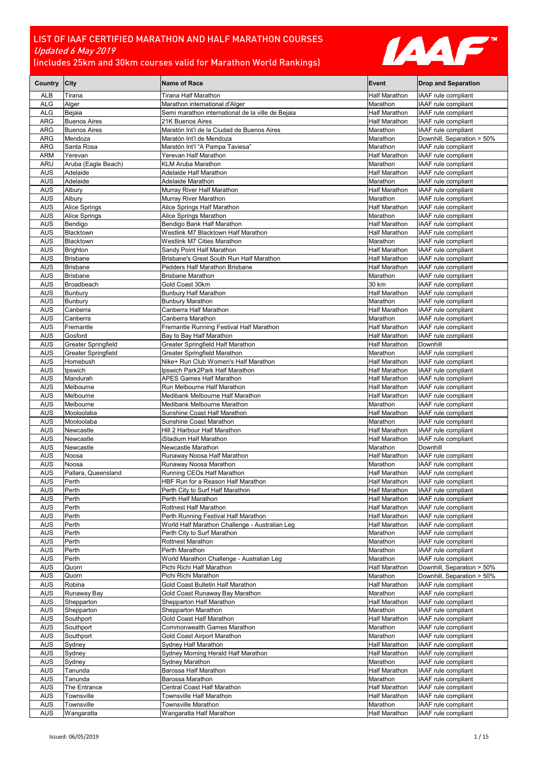# LIST OF IAAF CERTIFIED MARATHON AND HALF MARATHON COURSES

*Updated 6 May 2019*

(includes 25km and 30km courses valid for Marathon World Rankings)

| Country | City | Name of Race | Event | Drop and Separation |
|---|---|---|---|---|
| ALB | Tirana | Tirana Half Marathon | Half Marathon | IAAF rule compliant |
| ALG | Alger | Marathon international d'Alger | Marathon | IAAF rule compliant |
| ALG | Bejaia | Semi marathon international de la ville de Bejaia | Half Marathon | IAAF rule compliant |
| ARG | Buenos Aires | 21K Buenos Aires | Half Marathon | IAAF rule compliant |
| ARG | Buenos Aires | Maratón Int'l de la Ciudad de Buenos Aires | Marathon | IAAF rule compliant |
| ARG | Mendoza | Maratón Int'l de Mendoza | Marathon | Downhill, Separation > 50% |
| ARG | Santa Rosa | Maratón Int'l "A Pampa Taviesa" | Marathon | IAAF rule compliant |
| ARM | Yerevan | Yerevan Half Marathon | Half Marathon | IAAF rule compliant |
| ARU | Aruba (Eagle Beach) | KLM Aruba Marathon | Marathon | IAAF rule compliant |
| AUS | Adelaide | Adelaide Half Marathon | Half Marathon | IAAF rule compliant |
| AUS | Adelaide | Adelaide Marathon | Marathon | IAAF rule compliant |
| AUS | Albury | Murray River Half Marathon | Half Marathon | IAAF rule compliant |
| AUS | Albury | Murray River Marathon | Marathon | IAAF rule compliant |
| AUS | Alice Springs | Alice Springs Half Marathon | Half Marathon | IAAF rule compliant |
| AUS | Alice Springs | Alice Springs Marathon | Marathon | IAAF rule compliant |
| AUS | Bendigo | Bendigo Bank Half Marathon | Half Marathon | IAAF rule compliant |
| AUS | Blacktown | Westlink M7 Blacktown Half Marathon | Half Marathon | IAAF rule compliant |
| AUS | Blacktown | Westlink M7 Cities Marathon | Marathon | IAAF rule compliant |
| AUS | Brighton | Sandy Point Half Marathon | Half Marathon | IAAF rule compliant |
| AUS | Brisbane | Brisbane's Great South Run Half Marathon | Half Marathon | IAAF rule compliant |
| AUS | Brisbane | Pedders Half Marathon Brisbane | Half Marathon | IAAF rule compliant |
| AUS | Brisbane | Brisbane Marathon | Marathon | IAAF rule compliant |
| AUS | Broadbeach | Gold Coast 30km | 30 km | IAAF rule compliant |
| AUS | Bunbury | Bunbury Half Marathon | Half Marathon | IAAF rule compliant |
| AUS | Bunbury | Bunbury Marathon | Marathon | IAAF rule compliant |
| AUS | Canberra | Canberra Half Marathon | Half Marathon | IAAF rule compliant |
| AUS | Canberra | Canberra Marathon | Marathon | IAAF rule compliant |
| AUS | Fremantle | Fremantle Running Festival Half Marathon | Half Marathon | IAAF rule compliant |
| AUS | Gosford | Bay to Bay Half Marathon | Half Marathon | IAAF rule compliant |
| AUS | Greater Springfield | Greater Springfield Half Marathon | Half Marathon | Downhill |
| AUS | Greater Springfield | Greater Springfield Marathon | Marathon | IAAF rule compliant |
| AUS | Homebush | Nike+ Run Club Women's Half Marathon | Half Marathon | IAAF rule compliant |
| AUS | Ipswich | Ipswich Park2Park Half Marathon | Half Marathon | IAAF rule compliant |
| AUS | Mandurah | APES Games Half Marathon | Half Marathon | IAAF rule compliant |
| AUS | Melbourne | Run Melbourne Half Marathon | Half Marathon | IAAF rule compliant |
| AUS | Melbourne | Medibank Melbourne Half Marathon | Half Marathon | IAAF rule compliant |
| AUS | Melbourne | Medibank Melbourne Marathon | Marathon | IAAF rule compliant |
| AUS | Mooloolaba | Sunshine Coast Half Marathon | Half Marathon | IAAF rule compliant |
| AUS | Mooloolaba | Sunshine Coast Marathon | Marathon | IAAF rule compliant |
| AUS | Newcastle | Hill 2 Harbour Half Marathon | Half Marathon | IAAF rule compliant |
| AUS | Newcastle | iStadium Half Marathon | Half Marathon | IAAF rule compliant |
| AUS | Newcastle | Newcastle Marathon | Marathon | Downhill |
| AUS | Noosa | Runaway Noosa Half Marathon | Half Marathon | IAAF rule compliant |
| AUS | Noosa | Runaway Noosa Marathon | Marathon | IAAF rule compliant |
| AUS | Pallara, Queensland | Running CEOs Half Marathon | Half Marathon | IAAF rule compliant |
| AUS | Perth | HBF Run for a Reason Half Marathon | Half Marathon | IAAF rule compliant |
| AUS | Perth | Perth City to Surf Half Marathon | Half Marathon | IAAF rule compliant |
| AUS | Perth | Perth Half Marathon | Half Marathon | IAAF rule compliant |
| AUS | Perth | Rottnest Half Marathon | Half Marathon | IAAF rule compliant |
| AUS | Perth | Perth Running Festival Half Marathon | Half Marathon | IAAF rule compliant |
| AUS | Perth | World Half Marathon Challenge - Australian Leg | Half Marathon | IAAF rule compliant |
| AUS | Perth | Perth City to Surf Marathon | Marathon | IAAF rule compliant |
| AUS | Perth | Rottnest Marathon | Marathon | IAAF rule compliant |
| AUS | Perth | Perth Marathon | Marathon | IAAF rule compliant |
| AUS | Perth | World Marathon Challenge - Australian Leg | Marathon | IAAF rule compliant |
| AUS | Quorn | Pichi Richi Half Marathon | Half Marathon | Downhill, Separation > 50% |
| AUS | Quorn | Pichi Richi Marathon | Marathon | Downhill, Separation > 50% |
| AUS | Robina | Gold Coast Bulletin Half Marathon | Half Marathon | IAAF rule compliant |
| AUS | Runaway Bay | Gold Coast Runaway Bay Marathon | Marathon | IAAF rule compliant |
| AUS | Shepparton | Shepparton Half Marathon | Half Marathon | IAAF rule compliant |
| AUS | Shepparton | Shepparton Marathon | Marathon | IAAF rule compliant |
| AUS | Southport | Gold Coast Half Marathon | Half Marathon | IAAF rule compliant |
| AUS | Southport | Commonwealth Games Marathon | Marathon | IAAF rule compliant |
| AUS | Southport | Gold Coast Airport Marathon | Marathon | IAAF rule compliant |
| AUS | Sydney | Sydney Half Marathon | Half Marathon | IAAF rule compliant |
| AUS | Sydney | Sydney Morning Herald Half Marathon | Half Marathon | IAAF rule compliant |
| AUS | Sydney | Sydney Marathon | Marathon | IAAF rule compliant |
| AUS | Tanunda | Barossa Half Marathon | Half Marathon | IAAF rule compliant |
| AUS | Tanunda | Barossa Marathon | Marathon | IAAF rule compliant |
| AUS | The Entrance | Central Coast Half Marathon | Half Marathon | IAAF rule compliant |
| AUS | Townsville | Townsville Half Marathon | Half Marathon | IAAF rule compliant |
| AUS | Townsville | Townsville Marathon | Marathon | IAAF rule compliant |
| AUS | Wangaratta | Wangaratta Half Marathon | Half Marathon | IAAF rule compliant |

Issued: 06/05/2019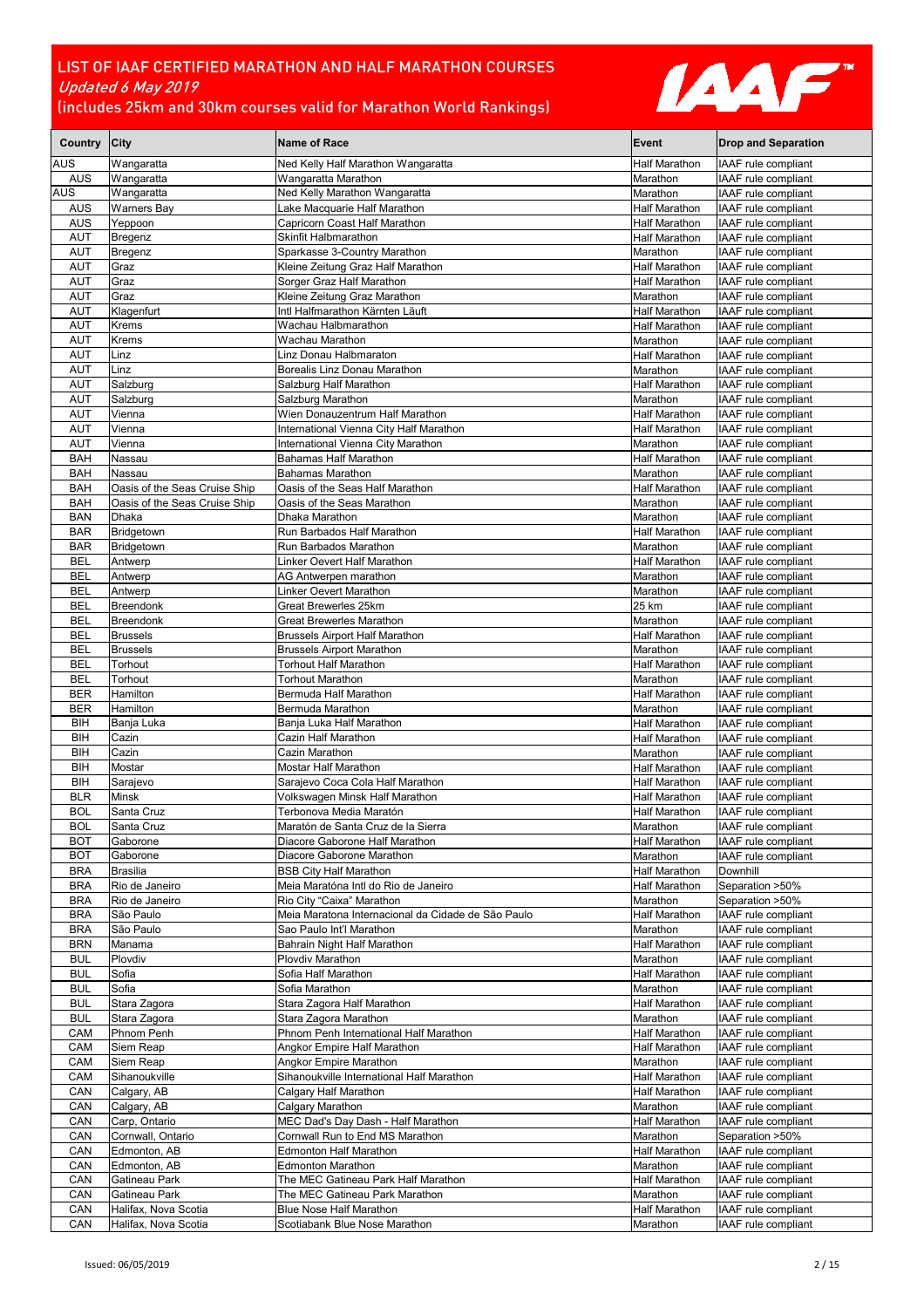# LIST OF IAAF CERTIFIED MARATHON AND HALF MARATHON COURSES

*Updated 6 May 2019*

(includes 25km and 30km courses valid for Marathon World Rankings)

| Country | City | Name of Race | Event | Drop and Separation |
|---|---|---|---|---|
| AUS | Wangaratta | Ned Kelly Half Marathon Wangaratta | Half Marathon | IAAF rule compliant |
| AUS | Wangaratta | Wangaratta Marathon | Marathon | IAAF rule compliant |
| AUS | Wangaratta | Ned Kelly Marathon Wangaratta | Marathon | IAAF rule compliant |
| AUS | Warners Bay | Lake Macquarie Half Marathon | Half Marathon | IAAF rule compliant |
| AUS | Yeppoon | Capricorn Coast Half Marathon | Half Marathon | IAAF rule compliant |
| AUT | Bregenz | Skinfit Halbmarathon | Half Marathon | IAAF rule compliant |
| AUT | Bregenz | Sparkasse 3-Country Marathon | Marathon | IAAF rule compliant |
| AUT | Graz | Kleine Zeitung Graz Half Marathon | Half Marathon | IAAF rule compliant |
| AUT | Graz | Sorger Graz Half Marathon | Half Marathon | IAAF rule compliant |
| AUT | Graz | Kleine Zeitung Graz Marathon | Marathon | IAAF rule compliant |
| AUT | Klagenfurt | Intl Halfmarathon Kärnten Läuft | Half Marathon | IAAF rule compliant |
| AUT | Krems | Wachau Halbmarathon | Half Marathon | IAAF rule compliant |
| AUT | Krems | Wachau Marathon | Marathon | IAAF rule compliant |
| AUT | Linz | Linz Donau Halbmaraton | Half Marathon | IAAF rule compliant |
| AUT | Linz | Borealis Linz Donau Marathon | Marathon | IAAF rule compliant |
| AUT | Salzburg | Salzburg Half Marathon | Half Marathon | IAAF rule compliant |
| AUT | Salzburg | Salzburg Marathon | Marathon | IAAF rule compliant |
| AUT | Vienna | Wien Donauzentrum Half Marathon | Half Marathon | IAAF rule compliant |
| AUT | Vienna | International Vienna City Half Marathon | Half Marathon | IAAF rule compliant |
| AUT | Vienna | International Vienna City Marathon | Marathon | IAAF rule compliant |
| BAH | Nassau | Bahamas Half Marathon | Half Marathon | IAAF rule compliant |
| BAH | Nassau | Bahamas Marathon | Marathon | IAAF rule compliant |
| BAH | Oasis of the Seas Cruise Ship | Oasis of the Seas Half Marathon | Half Marathon | IAAF rule compliant |
| BAH | Oasis of the Seas Cruise Ship | Oasis of the Seas Marathon | Marathon | IAAF rule compliant |
| BAN | Dhaka | Dhaka Marathon | Marathon | IAAF rule compliant |
| BAR | Bridgetown | Run Barbados Half Marathon | Half Marathon | IAAF rule compliant |
| BAR | Bridgetown | Run Barbados Marathon | Marathon | IAAF rule compliant |
| BEL | Antwerp | Linker Oevert Half Marathon | Half Marathon | IAAF rule compliant |
| BEL | Antwerp | AG Antwerpen marathon | Marathon | IAAF rule compliant |
| BEL | Antwerp | Linker Oevert Marathon | Marathon | IAAF rule compliant |
| BEL | Breendonk | Great Brewerles 25km | 25 km | IAAF rule compliant |
| BEL | Breendonk | Great Brewerles Marathon | Marathon | IAAF rule compliant |
| BEL | Brussels | Brussels Airport Half Marathon | Half Marathon | IAAF rule compliant |
| BEL | Brussels | Brussels Airport Marathon | Marathon | IAAF rule compliant |
| BEL | Torhout | Torhout Half Marathon | Half Marathon | IAAF rule compliant |
| BEL | Torhout | Torhout Marathon | Marathon | IAAF rule compliant |
| BER | Hamilton | Bermuda Half Marathon | Half Marathon | IAAF rule compliant |
| BER | Hamilton | Bermuda Marathon | Marathon | IAAF rule compliant |
| BIH | Banja Luka | Banja Luka Half Marathon | Half Marathon | IAAF rule compliant |
| BIH | Cazin | Cazin Half Marathon | Half Marathon | IAAF rule compliant |
| BIH | Cazin | Cazin Marathon | Marathon | IAAF rule compliant |
| BIH | Mostar | Mostar Half Marathon | Half Marathon | IAAF rule compliant |
| BIH | Sarajevo | Sarajevo Coca Cola Half Marathon | Half Marathon | IAAF rule compliant |
| BLR | Minsk | Volkswagen Minsk Half Marathon | Half Marathon | IAAF rule compliant |
| BOL | Santa Cruz | Terbonova Media Maratón | Half Marathon | IAAF rule compliant |
| BOL | Santa Cruz | Maratón de Santa Cruz de la Sierra | Marathon | IAAF rule compliant |
| BOT | Gaborone | Diacore Gaborone Half Marathon | Half Marathon | IAAF rule compliant |
| BOT | Gaborone | Diacore Gaborone Marathon | Marathon | IAAF rule compliant |
| BRA | Brasilia | BSB City Half Marathon | Half Marathon | Downhill |
| BRA | Rio de Janeiro | Meia Maratóna Intl do Rio de Janeiro | Half Marathon | Separation >50% |
| BRA | Rio de Janeiro | Rio City "Caixa" Marathon | Marathon | Separation >50% |
| BRA | São Paulo | Meia Maratona Internacional da Cidade de São Paulo | Half Marathon | IAAF rule compliant |
| BRA | São Paulo | Sao Paulo Int'l Marathon | Marathon | IAAF rule compliant |
| BRN | Manama | Bahrain Night Half Marathon | Half Marathon | IAAF rule compliant |
| BUL | Plovdiv | Plovdiv Marathon | Marathon | IAAF rule compliant |
| BUL | Sofia | Sofia Half Marathon | Half Marathon | IAAF rule compliant |
| BUL | Sofia | Sofia Marathon | Marathon | IAAF rule compliant |
| BUL | Stara Zagora | Stara Zagora Half Marathon | Half Marathon | IAAF rule compliant |
| BUL | Stara Zagora | Stara Zagora Marathon | Marathon | IAAF rule compliant |
| CAM | Phnom Penh | Phnom Penh International Half Marathon | Half Marathon | IAAF rule compliant |
| CAM | Siem Reap | Angkor Empire Half Marathon | Half Marathon | IAAF rule compliant |
| CAM | Siem Reap | Angkor Empire Marathon | Marathon | IAAF rule compliant |
| CAM | Sihanoukville | Sihanoukville International Half Marathon | Half Marathon | IAAF rule compliant |
| CAN | Calgary, AB | Calgary Half Marathon | Half Marathon | IAAF rule compliant |
| CAN | Calgary, AB | Calgary Marathon | Marathon | IAAF rule compliant |
| CAN | Carp, Ontario | MEC Dad's Day Dash - Half Marathon | Half Marathon | IAAF rule compliant |
| CAN | Cornwall, Ontario | Cornwall Run to End MS Marathon | Marathon | Separation >50% |
| CAN | Edmonton, AB | Edmonton Half Marathon | Half Marathon | IAAF rule compliant |
| CAN | Edmonton, AB | Edmonton Marathon | Marathon | IAAF rule compliant |
| CAN | Gatineau Park | The MEC Gatineau Park Half Marathon | Half Marathon | IAAF rule compliant |
| CAN | Gatineau Park | The MEC Gatineau Park Marathon | Marathon | IAAF rule compliant |
| CAN | Halifax, Nova Scotia | Blue Nose Half Marathon | Half Marathon | IAAF rule compliant |
| CAN | Halifax, Nova Scotia | Scotiabank Blue Nose Marathon | Marathon | IAAF rule compliant |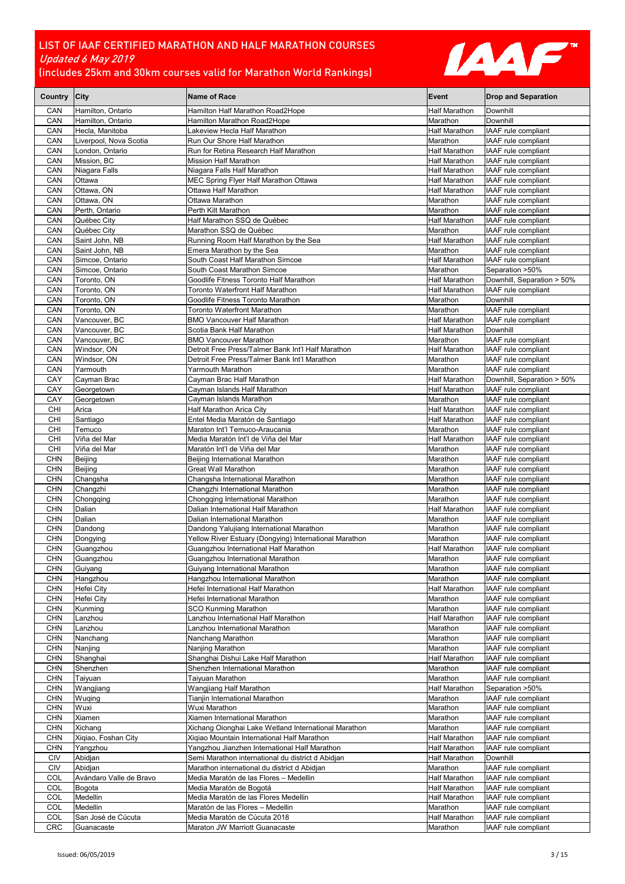# LIST OF IAAF CERTIFIED MARATHON AND HALF MARATHON COURSES

*Updated 6 May 2019*

(includes 25km and 30km courses valid for Marathon World Rankings)

| Country | City | Name of Race | Event | Drop and Separation |
|---|---|---|---|---|
| CAN | Hamilton, Ontario | Hamilton Half Marathon Road2Hope | Half Marathon | Downhill |
| CAN | Hamilton, Ontario | Hamilton Marathon Road2Hope | Marathon | Downhill |
| CAN | Hecla, Manitoba | Lakeview Hecla Half Marathon | Half Marathon | IAAF rule compliant |
| CAN | Liverpool, Nova Scotia | Run Our Shore Half Marathon | Marathon | IAAF rule compliant |
| CAN | London, Ontario | Run for Retina Research Half Marathon | Half Marathon | IAAF rule compliant |
| CAN | Mission, BC | Mission Half Marathon | Half Marathon | IAAF rule compliant |
| CAN | Niagara Falls | Niagara Falls Half Marathon | Half Marathon | IAAF rule compliant |
| CAN | Ottawa | MEC Spring Flyer Half Marathon Ottawa | Half Marathon | IAAF rule compliant |
| CAN | Ottawa, ON | Ottawa Half Marathon | Half Marathon | IAAF rule compliant |
| CAN | Ottawa, ON | Ottawa Marathon | Marathon | IAAF rule compliant |
| CAN | Perth, Ontario | Perth Kilt Marathon | Marathon | IAAF rule compliant |
| CAN | Québec City | Half Marathon SSQ de Québec | Half Marathon | IAAF rule compliant |
| CAN | Québec City | Marathon SSQ de Québec | Marathon | IAAF rule compliant |
| CAN | Saint John, NB | Running Room Half Marathon by the Sea | Half Marathon | IAAF rule compliant |
| CAN | Saint John, NB | Emera Marathon by the Sea | Marathon | IAAF rule compliant |
| CAN | Simcoe, Ontario | South Coast Half Marathon Simcoe | Half Marathon | IAAF rule compliant |
| CAN | Simcoe, Ontario | South Coast Marathon Simcoe | Marathon | Separation >50% |
| CAN | Toronto, ON | Goodlife Fitness Toronto Half Marathon | Half Marathon | Downhill, Separation > 50% |
| CAN | Toronto, ON | Toronto Waterfront Half Marathon | Half Marathon | IAAF rule compliant |
| CAN | Toronto, ON | Goodlife Fitness Toronto Marathon | Marathon | Downhill |
| CAN | Toronto, ON | Toronto Waterfront Marathon | Marathon | IAAF rule compliant |
| CAN | Vancouver, BC | BMO Vancouver Half Marathon | Half Marathon | IAAF rule compliant |
| CAN | Vancouver, BC | Scotia Bank Half Marathon | Half Marathon | Downhill |
| CAN | Vancouver, BC | BMO Vancouver Marathon | Marathon | IAAF rule compliant |
| CAN | Windsor, ON | Detroit Free Press/Talmer Bank Int'l Half Marathon | Half Marathon | IAAF rule compliant |
| CAN | Windsor, ON | Detroit Free Press/Talmer Bank Int'l Marathon | Marathon | IAAF rule compliant |
| CAN | Yarmouth | Yarmouth Marathon | Marathon | IAAF rule compliant |
| CAY | Cayman Brac | Cayman Brac Half Marathon | Half Marathon | Downhill, Separation > 50% |
| CAY | Georgetown | Cayman Islands Half Marathon | Half Marathon | IAAF rule compliant |
| CAY | Georgetown | Cayman Islands Marathon | Marathon | IAAF rule compliant |
| CHI | Arica | Half Marathon Arica City | Half Marathon | IAAF rule compliant |
| CHI | Santiago | Entel Media Maratón de Santiago | Half Marathon | IAAF rule compliant |
| CHI | Temuco | Maraton Int'l Temuco-Araucania | Marathon | IAAF rule compliant |
| CHI | Viña del Mar | Media Maratón Int'l de Viña del Mar | Half Marathon | IAAF rule compliant |
| CHI | Viña del Mar | Maratón Int'l de Viña del Mar | Marathon | IAAF rule compliant |
| CHN | Beijing | Beijing International Marathon | Marathon | IAAF rule compliant |
| CHN | Beijing | Great Wall Marathon | Marathon | IAAF rule compliant |
| CHN | Changsha | Changsha International Marathon | Marathon | IAAF rule compliant |
| CHN | Changzhi | Changzhi International Marathon | Marathon | IAAF rule compliant |
| CHN | Chongqing | Chongqing International Marathon | Marathon | IAAF rule compliant |
| CHN | Dalian | Dalian International Half Marathon | Half Marathon | IAAF rule compliant |
| CHN | Dalian | Dalian International Marathon | Marathon | IAAF rule compliant |
| CHN | Dandong | Dandong Yalujiang International Marathon | Marathon | IAAF rule compliant |
| CHN | Dongying | Yellow River Estuary (Dongying) International Marathon | Marathon | IAAF rule compliant |
| CHN | Guangzhou | Guangzhou International Half Marathon | Half Marathon | IAAF rule compliant |
| CHN | Guangzhou | Guangzhou International Marathon | Marathon | IAAF rule compliant |
| CHN | Guiyang | Guiyang International Marathon | Marathon | IAAF rule compliant |
| CHN | Hangzhou | Hangzhou International Marathon | Marathon | IAAF rule compliant |
| CHN | Hefei City | Hefei International Half Marathon | Half Marathon | IAAF rule compliant |
| CHN | Hefei City | Hefei International Marathon | Marathon | IAAF rule compliant |
| CHN | Kunming | SCO Kunming Marathon | Marathon | IAAF rule compliant |
| CHN | Lanzhou | Lanzhou International Half Marathon | Half Marathon | IAAF rule compliant |
| CHN | Lanzhou | Lanzhou International Marathon | Marathon | IAAF rule compliant |
| CHN | Nanchang | Nanchang Marathon | Marathon | IAAF rule compliant |
| CHN | Nanjing | Nanjing Marathon | Marathon | IAAF rule compliant |
| CHN | Shanghai | Shanghai Dishui Lake Half Marathon | Half Marathon | IAAF rule compliant |
| CHN | Shenzhen | Shenzhen International Marathon | Marathon | IAAF rule compliant |
| CHN | Taiyuan | Taiyuan Marathon | Marathon | IAAF rule compliant |
| CHN | Wangjiang | Wangjiang Half Marathon | Half Marathon | Separation >50% |
| CHN | Wuqing | Tianjin International Marathon | Marathon | IAAF rule compliant |
| CHN | Wuxi | Wuxi Marathon | Marathon | IAAF rule compliant |
| CHN | Xiamen | Xiamen International Marathon | Marathon | IAAF rule compliant |
| CHN | Xichang | Xichang Oionghai Lake Wetland International Marathon | Marathon | IAAF rule compliant |
| CHN | Xiqiao, Foshan City | Xiqiao Mountain International Half Marathon | Half Marathon | IAAF rule compliant |
| CHN | Yangzhou | Yangzhou Jianzhen International Half Marathon | Half Marathon | IAAF rule compliant |
| CIV | Abidjan | Semi Marathon international du district d Abidjan | Half Marathon | Downhill |
| CIV | Abidjan | Marathon international du district d Abidjan | Marathon | IAAF rule compliant |
| COL | Avándaro Valle de Bravo | Media Maratón de las Flores – Medellin | Half Marathon | IAAF rule compliant |
| COL | Bogota | Media Maratón de Bogotá | Half Marathon | IAAF rule compliant |
| COL | Medellin | Media Maratón de las Flores Medellin | Half Marathon | IAAF rule compliant |
| COL | Medellin | Maratón de las Flores – Medellin | Marathon | IAAF rule compliant |
| COL | San José de Cúcuta | Media Maratón de Cúcuta 2018 | Half Marathon | IAAF rule compliant |
| CRC | Guanacaste | Maraton JW Marriott Guanacaste | Marathon | IAAF rule compliant |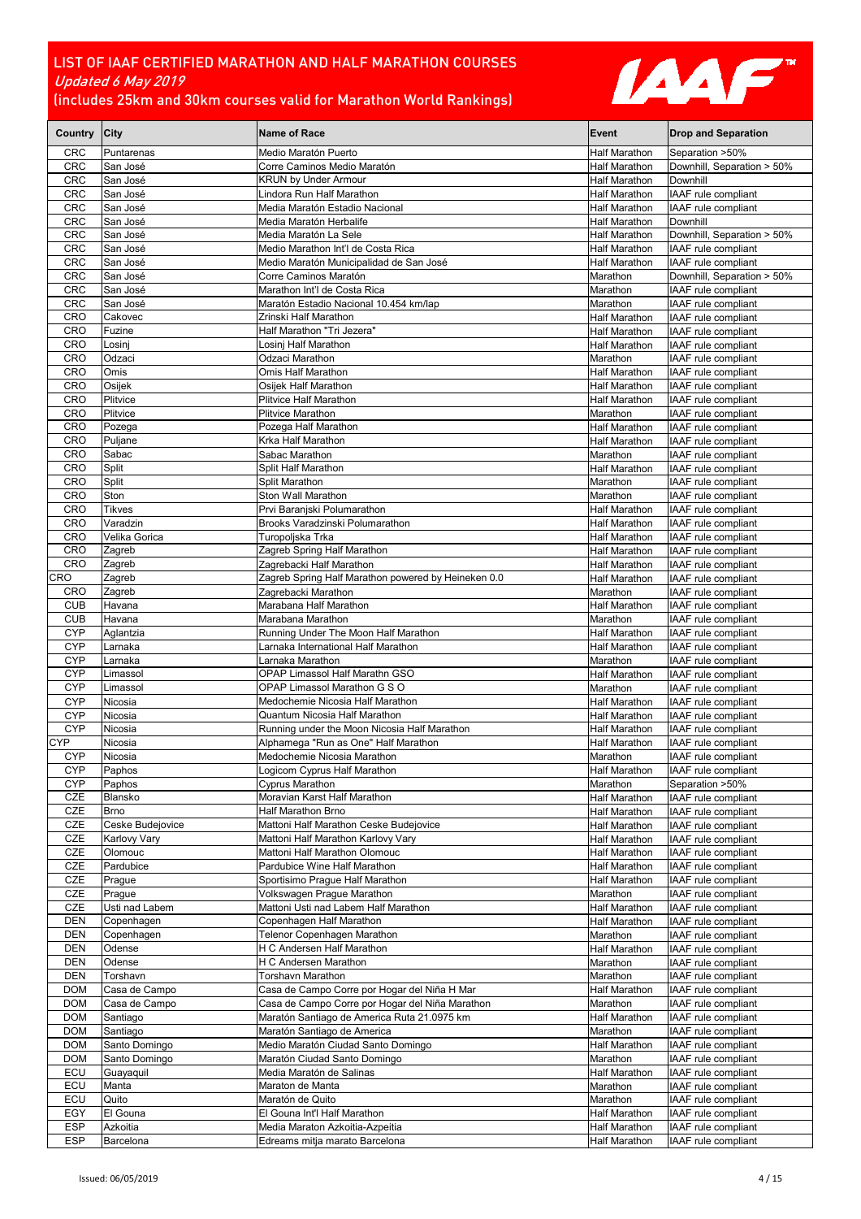# LIST OF IAAF CERTIFIED MARATHON AND HALF MARATHON COURSES

*Updated 6 May 2019*

(includes 25km and 30km courses valid for Marathon World Rankings)

| Country | City | Name of Race | Event | Drop and Separation |
|---|---|---|---|---|
| CRC | Puntarenas | Medio Maratón Puerto | Half Marathon | Separation >50% |
| CRC | San José | Corre Caminos Medio Maratón | Half Marathon | Downhill, Separation > 50% |
| CRC | San José | KRUN by Under Armour | Half Marathon | Downhill |
| CRC | San José | Lindora Run Half Marathon | Half Marathon | IAAF rule compliant |
| CRC | San José | Media Maratón Estadio Nacional | Half Marathon | IAAF rule compliant |
| CRC | San José | Media Maratón Herbalife | Half Marathon | Downhill |
| CRC | San José | Media Maratón La Sele | Half Marathon | Downhill, Separation > 50% |
| CRC | San José | Medio Marathon Int'l de Costa Rica | Half Marathon | IAAF rule compliant |
| CRC | San José | Medio Maratón Municipalidad de San José | Half Marathon | IAAF rule compliant |
| CRC | San José | Corre Caminos Maratón | Marathon | Downhill, Separation > 50% |
| CRC | San José | Marathon Int'l de Costa Rica | Marathon | IAAF rule compliant |
| CRC | San José | Maratón Estadio Nacional 10.454 km/lap | Marathon | IAAF rule compliant |
| CRO | Cakovec | Zrinski Half Marathon | Half Marathon | IAAF rule compliant |
| CRO | Fuzine | Half Marathon "Tri Jezera" | Half Marathon | IAAF rule compliant |
| CRO | Losinj | Losinj Half Marathon | Half Marathon | IAAF rule compliant |
| CRO | Odzaci | Odzaci Marathon | Marathon | IAAF rule compliant |
| CRO | Omis | Omis Half Marathon | Half Marathon | IAAF rule compliant |
| CRO | Osijek | Osijek Half Marathon | Half Marathon | IAAF rule compliant |
| CRO | Plitvice | Plitvice Half Marathon | Half Marathon | IAAF rule compliant |
| CRO | Plitvice | Plitvice Marathon | Marathon | IAAF rule compliant |
| CRO | Pozega | Pozega Half Marathon | Half Marathon | IAAF rule compliant |
| CRO | Puljane | Krka Half Marathon | Half Marathon | IAAF rule compliant |
| CRO | Sabac | Sabac Marathon | Marathon | IAAF rule compliant |
| CRO | Split | Split Half Marathon | Half Marathon | IAAF rule compliant |
| CRO | Split | Split Marathon | Marathon | IAAF rule compliant |
| CRO | Ston | Ston Wall Marathon | Marathon | IAAF rule compliant |
| CRO | Tikves | Prvi Baranjski Polumarathon | Half Marathon | IAAF rule compliant |
| CRO | Varadzin | Brooks Varadzinski Polumarathon | Half Marathon | IAAF rule compliant |
| CRO | Velika Gorica | Turopoljska Trka | Half Marathon | IAAF rule compliant |
| CRO | Zagreb | Zagreb Spring Half Marathon | Half Marathon | IAAF rule compliant |
| CRO | Zagreb | Zagrebacki Half Marathon | Half Marathon | IAAF rule compliant |
| CRO | Zagreb | Zagreb Spring Half Marathon powered by Heineken 0.0 | Half Marathon | IAAF rule compliant |
| CRO | Zagreb | Zagrebacki Marathon | Marathon | IAAF rule compliant |
| CUB | Havana | Marabana Half Marathon | Half Marathon | IAAF rule compliant |
| CUB | Havana | Marabana Marathon | Marathon | IAAF rule compliant |
| CYP | Aglantzia | Running Under The Moon Half Marathon | Half Marathon | IAAF rule compliant |
| CYP | Larnaka | Larnaka International Half Marathon | Half Marathon | IAAF rule compliant |
| CYP | Larnaka | Larnaka Marathon | Marathon | IAAF rule compliant |
| CYP | Limassol | OPAP Limassol Half Marathn GSO | Half Marathon | IAAF rule compliant |
| CYP | Limassol | OPAP Limassol Marathon G S O | Marathon | IAAF rule compliant |
| CYP | Nicosia | Medochemie Nicosia Half Marathon | Half Marathon | IAAF rule compliant |
| CYP | Nicosia | Quantum Nicosia Half Marathon | Half Marathon | IAAF rule compliant |
| CYP | Nicosia | Running under the Moon Nicosia Half Marathon | Half Marathon | IAAF rule compliant |
| CYP | Nicosia | Alphamega "Run as One" Half Marathon | Half Marathon | IAAF rule compliant |
| CYP | Nicosia | Medochemie Nicosia Marathon | Marathon | IAAF rule compliant |
| CYP | Paphos | Logicom Cyprus Half Marathon | Half Marathon | IAAF rule compliant |
| CYP | Paphos | Cyprus Marathon | Marathon | Separation >50% |
| CZE | Blansko | Moravian Karst Half Marathon | Half Marathon | IAAF rule compliant |
| CZE | Brno | Half Marathon Brno | Half Marathon | IAAF rule compliant |
| CZE | Ceske Budejovice | Mattoni Half Marathon Ceske Budejovice | Half Marathon | IAAF rule compliant |
| CZE | Karlovy Vary | Mattoni Half Marathon Karlovy Vary | Half Marathon | IAAF rule compliant |
| CZE | Olomouc | Mattoni Half Marathon Olomouc | Half Marathon | IAAF rule compliant |
| CZE | Pardubice | Pardubice Wine Half Marathon | Half Marathon | IAAF rule compliant |
| CZE | Prague | Sportisimo Prague Half Marathon | Half Marathon | IAAF rule compliant |
| CZE | Prague | Volkswagen Prague Marathon | Marathon | IAAF rule compliant |
| CZE | Usti nad Labem | Mattoni Usti nad Labem Half Marathon | Half Marathon | IAAF rule compliant |
| DEN | Copenhagen | Copenhagen Half Marathon | Half Marathon | IAAF rule compliant |
| DEN | Copenhagen | Telenor Copenhagen Marathon | Marathon | IAAF rule compliant |
| DEN | Odense | H C Andersen Half Marathon | Half Marathon | IAAF rule compliant |
| DEN | Odense | H C Andersen Marathon | Marathon | IAAF rule compliant |
| DEN | Torshavn | Torshavn Marathon | Marathon | IAAF rule compliant |
| DOM | Casa de Campo | Casa de Campo Corre por Hogar del Niña H Mar | Half Marathon | IAAF rule compliant |
| DOM | Casa de Campo | Casa de Campo Corre por Hogar del Niña Marathon | Marathon | IAAF rule compliant |
| DOM | Santiago | Maratón Santiago de America Ruta 21.0975 km | Half Marathon | IAAF rule compliant |
| DOM | Santiago | Maratón Santiago de America | Marathon | IAAF rule compliant |
| DOM | Santo Domingo | Medio Maratón Ciudad Santo Domingo | Half Marathon | IAAF rule compliant |
| DOM | Santo Domingo | Maratón Ciudad Santo Domingo | Marathon | IAAF rule compliant |
| ECU | Guayaquil | Media Maratón de Salinas | Half Marathon | IAAF rule compliant |
| ECU | Manta | Maraton de Manta | Marathon | IAAF rule compliant |
| ECU | Quito | Maratón de Quito | Marathon | IAAF rule compliant |
| EGY | El Gouna | El Gouna Int'l Half Marathon | Half Marathon | IAAF rule compliant |
| ESP | Azkoitia | Media Maraton Azkoitia-Azpeitia | Half Marathon | IAAF rule compliant |
| ESP | Barcelona | Edreams mitja marato Barcelona | Half Marathon | IAAF rule compliant |

Issued: 06/05/2019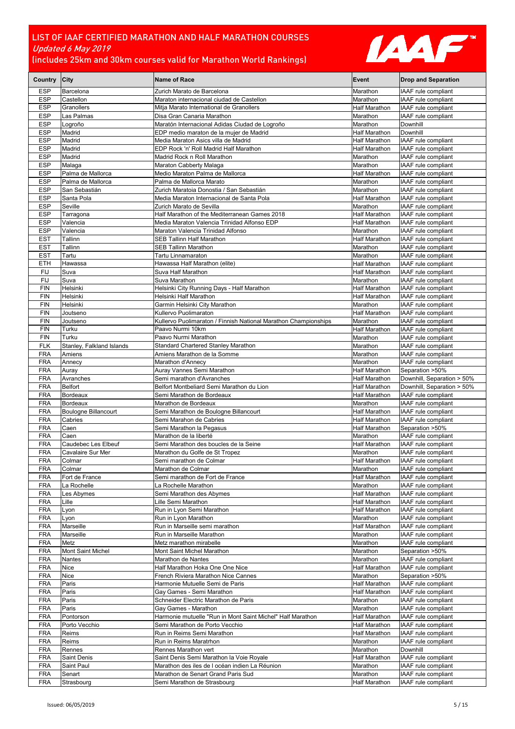# LIST OF IAAF CERTIFIED MARATHON AND HALF MARATHON COURSES

*Updated 6 May 2019*

(includes 25km and 30km courses valid for Marathon World Rankings)

| Country | City | Name of Race | Event | Drop and Separation |
|---|---|---|---|---|
| ESP | Barcelona | Zurich Marato de Barcelona | Marathon | IAAF rule compliant |
| ESP | Castellon | Maraton internacional ciudad de Castellon | Marathon | IAAF rule compliant |
| ESP | Granollers | Mitja Marato International de Granollers | Half Marathon | IAAF rule compliant |
| ESP | Las Palmas | Disa Gran Canaria Marathon | Marathon | IAAF rule compliant |
| ESP | Logroño | Maratón Internacional Adidas Ciudad de Logroño | Marathon | Downhill |
| ESP | Madrid | EDP medio maraton de la mujer de Madrid | Half Marathon | Downhill |
| ESP | Madrid | Media Maraton Asics villa de Madrid | Half Marathon | IAAF rule compliant |
| ESP | Madrid | EDP Rock 'n' Roll Madrid Half Marathon | Half Marathon | IAAF rule compliant |
| ESP | Madrid | Madrid Rock n Roll Marathon | Marathon | IAAF rule compliant |
| ESP | Malaga | Maraton Cabberty Malaga | Marathon | IAAF rule compliant |
| ESP | Palma de Mallorca | Medio Maraton Palma de Mallorca | Half Marathon | IAAF rule compliant |
| ESP | Palma de Mallorca | Palma de Mallorca Marato | Marathon | IAAF rule compliant |
| ESP | San Sebastián | Zurich Maratoia Donostia / San Sebastián | Marathon | IAAF rule compliant |
| ESP | Santa Pola | Media Maraton Internacional de Santa Pola | Half Marathon | IAAF rule compliant |
| ESP | Seville | Zurich Marato de Sevilla | Marathon | IAAF rule compliant |
| ESP | Tarragona | Half Marathon of the Mediterranean Games 2018 | Half Marathon | IAAF rule compliant |
| ESP | Valencia | Media Maraton Valencia Trinidad Alfonso EDP | Half Marathon | IAAF rule compliant |
| ESP | Valencia | Maraton Valencia Trinidad Alfonso | Marathon | IAAF rule compliant |
| EST | Tallinn | SEB Tallinn Half Marathon | Half Marathon | IAAF rule compliant |
| EST | Tallinn | SEB Tallinn Marathon | Marathon | IAAF rule compliant |
| EST | Tartu | Tartu Linnamaraton | Marathon | IAAF rule compliant |
| ETH | Hawassa | Hawassa Half Marathon (elite) | Half Marathon | IAAF rule compliant |
| FIJ | Suva | Suva Half Marathon | Half Marathon | IAAF rule compliant |
| FIJ | Suva | Suva Marathon | Marathon | IAAF rule compliant |
| FIN | Helsinki | Helsinki City Running Days - Half Marathon | Half Marathon | IAAF rule compliant |
| FIN | Helsinki | Helsinki Half Marathon | Half Marathon | IAAF rule compliant |
| FIN | Helsinki | Garmin Helsinki City Marathon | Marathon | IAAF rule compliant |
| FIN | Joutseno | Kullervo Puolimaraton | Half Marathon | IAAF rule compliant |
| FIN | Joutseno | Kullervo Puolimaraton / Finnish National Marathon Championships | Marathon | IAAF rule compliant |
| FIN | Turku | Paavo Nurmi 10km | Half Marathon | IAAF rule compliant |
| FIN | Turku | Paavo Nurmi Marathon | Marathon | IAAF rule compliant |
| FLK | Stanley, Falkland Islands | Standard Chartered Stanley Marathon | Marathon | IAAF rule compliant |
| FRA | Amiens | Amiens Marathon de la Somme | Marathon | IAAF rule compliant |
| FRA | Annecy | Marathon d'Annecy | Marathon | IAAF rule compliant |
| FRA | Auray | Auray Vannes Semi Marathon | Half Marathon | Separation >50% |
| FRA | Avranches | Semi marathon d'Avranches | Half Marathon | Downhill, Separation > 50% |
| FRA | Belfort | Belfort Montbeliard Semi Marathon du Lion | Half Marathon | Downhill, Separation > 50% |
| FRA | Bordeaux | Semi Marathon de Bordeaux | Half Marathon | IAAF rule compliant |
| FRA | Bordeaux | Marathon de Bordeaux | Marathon | IAAF rule compliant |
| FRA | Boulogne Billancourt | Semi Marathon de Boulogne Billancourt | Half Marathon | IAAF rule compliant |
| FRA | Cabries | Semi Marahon de Cabries | Half Marathon | IAAF rule compliant |
| FRA | Caen | Semi Marathon la Pegasus | Half Marathon | Separation >50% |
| FRA | Caen | Marathon de la liberté | Marathon | IAAF rule compliant |
| FRA | Caudebec Les Elbeuf | Semi Marathon des boucles de la Seine | Half Marathon | IAAF rule compliant |
| FRA | Cavalaire Sur Mer | Marathon du Golfe de St Tropez | Marathon | IAAF rule compliant |
| FRA | Colmar | Semi marathon de Colmar | Half Marathon | IAAF rule compliant |
| FRA | Colmar | Marathon de Colmar | Marathon | IAAF rule compliant |
| FRA | Fort de France | Semi marathon de Fort de France | Half Marathon | IAAF rule compliant |
| FRA | La Rochelle | La Rochelle Marathon | Marathon | IAAF rule compliant |
| FRA | Les Abymes | Semi Marathon des Abymes | Half Marathon | IAAF rule compliant |
| FRA | Lille | Lille Semi Marathon | Half Marathon | IAAF rule compliant |
| FRA | Lyon | Run in Lyon Semi Marathon | Half Marathon | IAAF rule compliant |
| FRA | Lyon | Run in Lyon Marathon | Marathon | IAAF rule compliant |
| FRA | Marseille | Run in Marseille semi marathon | Half Marathon | IAAF rule compliant |
| FRA | Marseille | Run in Marseille Marathon | Marathon | IAAF rule compliant |
| FRA | Metz | Metz marathon mirabelle | Marathon | IAAF rule compliant |
| FRA | Mont Saint Michel | Mont Saint Michel Marathon | Marathon | Separation >50% |
| FRA | Nantes | Marathon de Nantes | Marathon | IAAF rule compliant |
| FRA | Nice | Half Marathon Hoka One One Nice | Half Marathon | IAAF rule compliant |
| FRA | Nice | French Riviera Marathon Nice Cannes | Marathon | Separation >50% |
| FRA | Paris | Harmonie Mutuelle Semi de Paris | Half Marathon | IAAF rule compliant |
| FRA | Paris | Gay Games - Semi Marathon | Half Marathon | IAAF rule compliant |
| FRA | Paris | Schneider Electric Marathon de Paris | Marathon | IAAF rule compliant |
| FRA | Paris | Gay Games - Marathon | Marathon | IAAF rule compliant |
| FRA | Pontorson | Harmonie mutuelle "Run in Mont Saint Michel" Half Marathon | Half Marathon | IAAF rule compliant |
| FRA | Porto Vecchio | Semi Marathon de Porto Vecchio | Half Marathon | IAAF rule compliant |
| FRA | Reims | Run in Reims Semi Marathon | Half Marathon | IAAF rule compliant |
| FRA | Reims | Run in Reims Maratrhon | Marathon | IAAF rule compliant |
| FRA | Rennes | Rennes Marathon vert | Marathon | Downhill |
| FRA | Saint Denis | Saint Denis Semi Marathon la Voie Royale | Half Marathon | IAAF rule compliant |
| FRA | Saint Paul | Marathon des iles de l océan indien La Réunion | Marathon | IAAF rule compliant |
| FRA | Senart | Marathon de Senart Grand Paris Sud | Marathon | IAAF rule compliant |
| FRA | Strasbourg | Semi Marathon de Strasbourg | Half Marathon | IAAF rule compliant |

Issued: 06/05/2019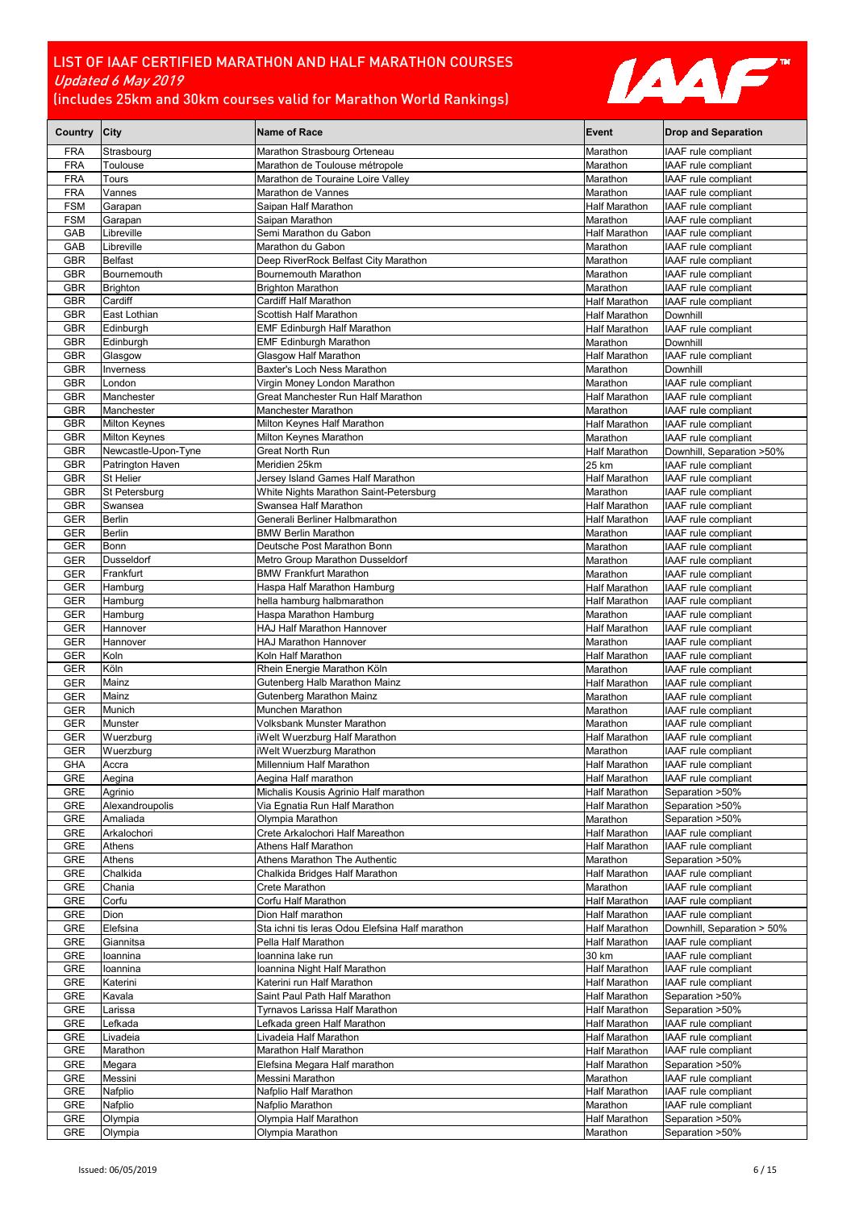# LIST OF IAAF CERTIFIED MARATHON AND HALF MARATHON COURSES

*Updated 6 May 2019*

(includes 25km and 30km courses valid for Marathon World Rankings)

| Country | City | Name of Race | Event | Drop and Separation |
|---|---|---|---|---|
| FRA | Strasbourg | Marathon Strasbourg Orteneau | Marathon | IAAF rule compliant |
| FRA | Toulouse | Marathon de Toulouse métropole | Marathon | IAAF rule compliant |
| FRA | Tours | Marathon de Touraine Loire Valley | Marathon | IAAF rule compliant |
| FRA | Vannes | Marathon de Vannes | Marathon | IAAF rule compliant |
| FSM | Garapan | Saipan Half Marathon | Half Marathon | IAAF rule compliant |
| FSM | Garapan | Saipan Marathon | Marathon | IAAF rule compliant |
| GAB | Libreville | Semi Marathon du Gabon | Half Marathon | IAAF rule compliant |
| GAB | Libreville | Marathon du Gabon | Marathon | IAAF rule compliant |
| GBR | Belfast | Deep RiverRock Belfast City Marathon | Marathon | IAAF rule compliant |
| GBR | Bournemouth | Bournemouth Marathon | Marathon | IAAF rule compliant |
| GBR | Brighton | Brighton Marathon | Marathon | IAAF rule compliant |
| GBR | Cardiff | Cardiff Half Marathon | Half Marathon | IAAF rule compliant |
| GBR | East Lothian | Scottish Half Marathon | Half Marathon | Downhill |
| GBR | Edinburgh | EMF Edinburgh Half Marathon | Half Marathon | IAAF rule compliant |
| GBR | Edinburgh | EMF Edinburgh Marathon | Marathon | Downhill |
| GBR | Glasgow | Glasgow Half Marathon | Half Marathon | IAAF rule compliant |
| GBR | Inverness | Baxter's Loch Ness Marathon | Marathon | Downhill |
| GBR | London | Virgin Money London Marathon | Marathon | IAAF rule compliant |
| GBR | Manchester | Great Manchester Run Half Marathon | Half Marathon | IAAF rule compliant |
| GBR | Manchester | Manchester Marathon | Marathon | IAAF rule compliant |
| GBR | Milton Keynes | Milton Keynes Half Marathon | Half Marathon | IAAF rule compliant |
| GBR | Milton Keynes | Milton Keynes Marathon | Marathon | IAAF rule compliant |
| GBR | Newcastle-Upon-Tyne | Great North Run | Half Marathon | Downhill, Separation >50% |
| GBR | Patrington Haven | Meridien 25km | 25 km | IAAF rule compliant |
| GBR | St Helier | Jersey Island Games Half Marathon | Half Marathon | IAAF rule compliant |
| GBR | St Petersburg | White Nights Marathon Saint-Petersburg | Marathon | IAAF rule compliant |
| GBR | Swansea | Swansea Half Marathon | Half Marathon | IAAF rule compliant |
| GER | Berlin | Generali Berliner Halbmarathon | Half Marathon | IAAF rule compliant |
| GER | Berlin | BMW Berlin Marathon | Marathon | IAAF rule compliant |
| GER | Bonn | Deutsche Post Marathon Bonn | Marathon | IAAF rule compliant |
| GER | Dusseldorf | Metro Group Marathon Dusseldorf | Marathon | IAAF rule compliant |
| GER | Frankfurt | BMW Frankfurt Marathon | Marathon | IAAF rule compliant |
| GER | Hamburg | Haspa Half Marathon Hamburg | Half Marathon | IAAF rule compliant |
| GER | Hamburg | hella hamburg halbmarathon | Half Marathon | IAAF rule compliant |
| GER | Hamburg | Haspa Marathon Hamburg | Marathon | IAAF rule compliant |
| GER | Hannover | HAJ Half Marathon Hannover | Half Marathon | IAAF rule compliant |
| GER | Hannover | HAJ Marathon Hannover | Marathon | IAAF rule compliant |
| GER | Koln | Koln Half Marathon | Half Marathon | IAAF rule compliant |
| GER | Köln | Rhein Energie Marathon Köln | Marathon | IAAF rule compliant |
| GER | Mainz | Gutenberg Halb Marathon Mainz | Half Marathon | IAAF rule compliant |
| GER | Mainz | Gutenberg Marathon Mainz | Marathon | IAAF rule compliant |
| GER | Munich | Munchen Marathon | Marathon | IAAF rule compliant |
| GER | Munster | Volksbank Munster Marathon | Marathon | IAAF rule compliant |
| GER | Wuerzburg | iWelt Wuerzburg Half Marathon | Half Marathon | IAAF rule compliant |
| GER | Wuerzburg | iWelt Wuerzburg Marathon | Marathon | IAAF rule compliant |
| GHA | Accra | Millennium Half Marathon | Half Marathon | IAAF rule compliant |
| GRE | Aegina | Aegina Half marathon | Half Marathon | IAAF rule compliant |
| GRE | Agrinio | Michalis Kousis Agrinio Half marathon | Half Marathon | Separation >50% |
| GRE | Alexandroupolis | Via Egnatia Run Half Marathon | Half Marathon | Separation >50% |
| GRE | Amaliada | Olympia Marathon | Marathon | Separation >50% |
| GRE | Arkalochori | Crete Arkalochori Half Mareathon | Half Marathon | IAAF rule compliant |
| GRE | Athens | Athens Half Marathon | Half Marathon | IAAF rule compliant |
| GRE | Athens | Athens Marathon The Authentic | Marathon | Separation >50% |
| GRE | Chalkida | Chalkida Bridges Half Marathon | Half Marathon | IAAF rule compliant |
| GRE | Chania | Crete Marathon | Marathon | IAAF rule compliant |
| GRE | Corfu | Corfu Half Marathon | Half Marathon | IAAF rule compliant |
| GRE | Dion | Dion Half marathon | Half Marathon | IAAF rule compliant |
| GRE | Elefsina | Sta ichni tis Ieras Odou Elefsina Half marathon | Half Marathon | IAAF rule compliant |
| GRE | Giannitsa | Pella Half Marathon | Half Marathon | Downhill, Separation > 50% |
| GRE | Ioannina | Ioannina lake run | 30 km | IAAF rule compliant |
| GRE | Ioannina | Ioannina Night Half Marathon | Half Marathon | IAAF rule compliant |
| GRE | Katerini | Katerini run Half Marathon | Half Marathon | IAAF rule compliant |
| GRE | Kavala | Saint Paul Path Half Marathon | Half Marathon | Separation >50% |
| GRE | Larissa | Tyrnavos Larissa Half Marathon | Half Marathon | Separation >50% |
| GRE | Lefkada | Lefkada green Half Marathon | Half Marathon | IAAF rule compliant |
| GRE | Livadeia | Livadeia Half Marathon | Half Marathon | IAAF rule compliant |
| GRE | Marathon | Marathon Half Marathon | Half Marathon | IAAF rule compliant |
| GRE | Megara | Elefsina Megara Half marathon | Half Marathon | Separation >50% |
| GRE | Messini | Messini Marathon | Marathon | IAAF rule compliant |
| GRE | Nafplio | Nafplio Half Marathon | Half Marathon | IAAF rule compliant |
| GRE | Nafplio | Nafplio Marathon | Marathon | IAAF rule compliant |
| GRE | Olympia | Olympia Half Marathon | Half Marathon | Separation >50% |
| GRE | Olympia | Olympia Marathon | Marathon | Separation >50% |

Issued: 06/05/2019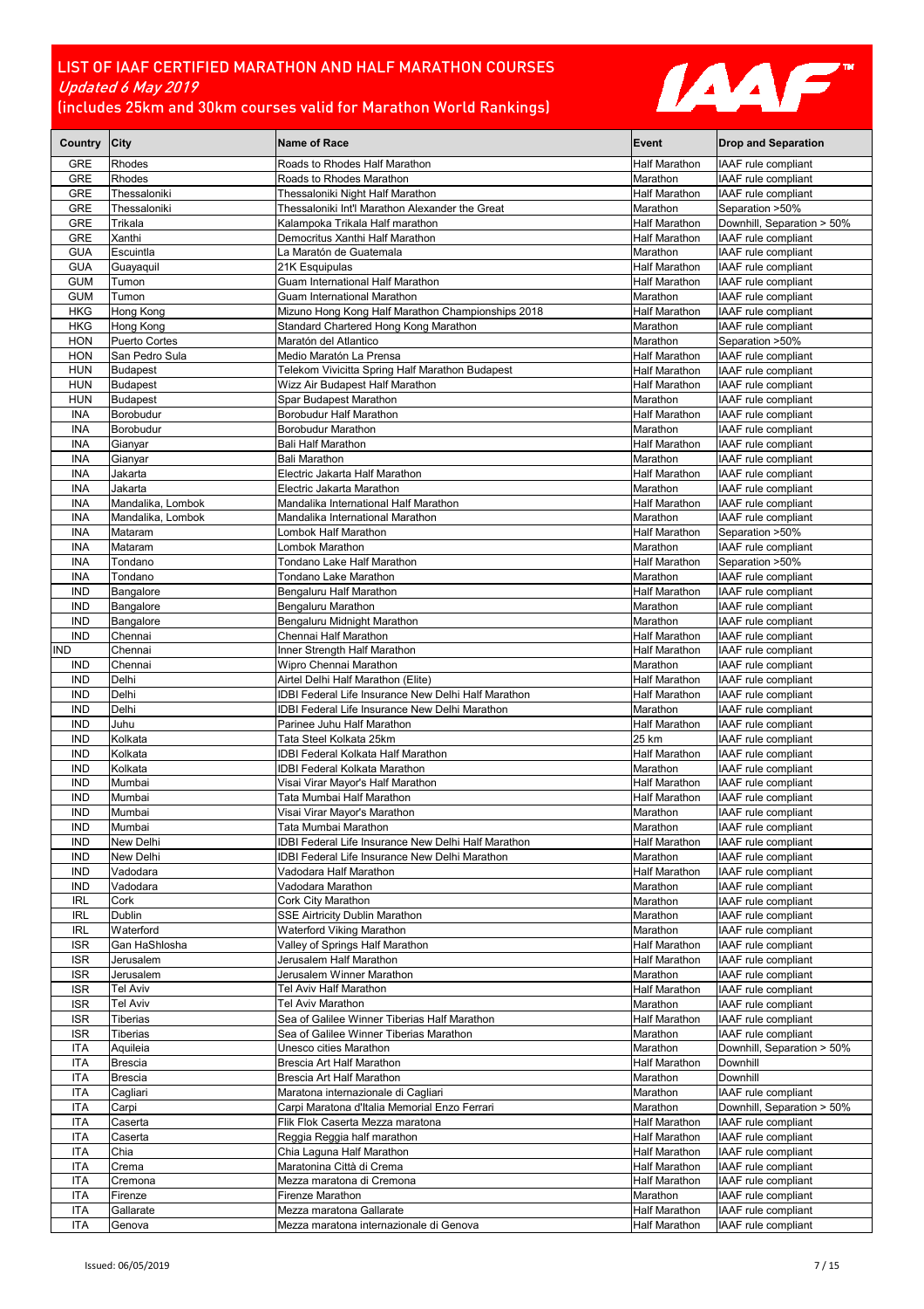# LIST OF IAAF CERTIFIED MARATHON AND HALF MARATHON COURSES

*Updated 6 May 2019*

(includes 25km and 30km courses valid for Marathon World Rankings)

| Country | City | Name of Race | Event | Drop and Separation |
| --- | --- | --- | --- | --- |
| GRE | Rhodes | Roads to Rhodes Half Marathon | Half Marathon | IAAF rule compliant |
| GRE | Rhodes | Roads to Rhodes Marathon | Marathon | IAAF rule compliant |
| GRE | Thessaloniki | Thessaloniki Night Half Marathon | Half Marathon | IAAF rule compliant |
| GRE | Thessaloniki | Thessaloniki Int'l Marathon Alexander the Great | Marathon | Separation >50% |
| GRE | Trikala | Kalampoka Trikala Half marathon | Half Marathon | Downhill, Separation > 50% |
| GRE | Xanthi | Democritus Xanthi Half Marathon | Half Marathon | IAAF rule compliant |
| GUA | Escuintla | La Maratón de Guatemala | Marathon | IAAF rule compliant |
| GUA | Guayaquil | 21K Esquipulas | Half Marathon | IAAF rule compliant |
| GUM | Tumon | Guam International Half Marathon | Half Marathon | IAAF rule compliant |
| GUM | Tumon | Guam International Marathon | Marathon | IAAF rule compliant |
| HKG | Hong Kong | Mizuno Hong Kong Half Marathon Championships 2018 | Half Marathon | IAAF rule compliant |
| HKG | Hong Kong | Standard Chartered Hong Kong Marathon | Marathon | IAAF rule compliant |
| HON | Puerto Cortes | Maratón del Atlantico | Marathon | Separation >50% |
| HON | San Pedro Sula | Medio Maratón La Prensa | Half Marathon | IAAF rule compliant |
| HUN | Budapest | Telekom Vivicitta Spring Half Marathon Budapest | Half Marathon | IAAF rule compliant |
| HUN | Budapest | Wizz Air Budapest Half Marathon | Half Marathon | IAAF rule compliant |
| HUN | Budapest | Spar Budapest Marathon | Marathon | IAAF rule compliant |
| INA | Borobudur | Borobudur Half Marathon | Half Marathon | IAAF rule compliant |
| INA | Borobudur | Borobudur Marathon | Marathon | IAAF rule compliant |
| INA | Gianyar | Bali Half Marathon | Half Marathon | IAAF rule compliant |
| INA | Gianyar | Bali Marathon | Marathon | IAAF rule compliant |
| INA | Jakarta | Electric Jakarta Half Marathon | Half Marathon | IAAF rule compliant |
| INA | Jakarta | Electric Jakarta Marathon | Marathon | IAAF rule compliant |
| INA | Mandalika, Lombok | Mandalika International Half Marathon | Half Marathon | IAAF rule compliant |
| INA | Mandalika, Lombok | Mandalika International Marathon | Marathon | IAAF rule compliant |
| INA | Mataram | Lombok Half Marathon | Half Marathon | Separation >50% |
| INA | Mataram | Lombok Marathon | Marathon | IAAF rule compliant |
| INA | Tondano | Tondano Lake Half Marathon | Half Marathon | Separation >50% |
| INA | Tondano | Tondano Lake Marathon | Marathon | IAAF rule compliant |
| IND | Bangalore | Bengaluru Half Marathon | Half Marathon | IAAF rule compliant |
| IND | Bangalore | Bengaluru Marathon | Marathon | IAAF rule compliant |
| IND | Bangalore | Bengaluru Midnight Marathon | Marathon | IAAF rule compliant |
| IND | Chennai | Chennai Half Marathon | Half Marathon | IAAF rule compliant |
| IND | Chennai | Inner Strength Half Marathon | Half Marathon | IAAF rule compliant |
| IND | Chennai | Wipro Chennai Marathon | Marathon | IAAF rule compliant |
| IND | Delhi | Airtel Delhi Half Marathon (Elite) | Half Marathon | IAAF rule compliant |
| IND | Delhi | IDBI Federal Life Insurance New Delhi Half Marathon | Half Marathon | IAAF rule compliant |
| IND | Delhi | IDBI Federal Life Insurance New Delhi Marathon | Marathon | IAAF rule compliant |
| IND | Juhu | Parinee Juhu Half Marathon | Half Marathon | IAAF rule compliant |
| IND | Kolkata | Tata Steel Kolkata 25km | 25 km | IAAF rule compliant |
| IND | Kolkata | IDBI Federal Kolkata Half Marathon | Half Marathon | IAAF rule compliant |
| IND | Kolkata | IDBI Federal Kolkata Marathon | Marathon | IAAF rule compliant |
| IND | Mumbai | Visai Virar Mayor's Half Marathon | Half Marathon | IAAF rule compliant |
| IND | Mumbai | Tata Mumbai Half Marathon | Half Marathon | IAAF rule compliant |
| IND | Mumbai | Visai Virar Mayor's Marathon | Marathon | IAAF rule compliant |
| IND | Mumbai | Tata Mumbai Marathon | Marathon | IAAF rule compliant |
| IND | New Delhi | IDBI Federal Life Insurance New Delhi Half Marathon | Half Marathon | IAAF rule compliant |
| IND | New Delhi | IDBI Federal Life Insurance New Delhi Marathon | Marathon | IAAF rule compliant |
| IND | Vadodara | Vadodara Half Marathon | Half Marathon | IAAF rule compliant |
| IND | Vadodara | Vadodara Marathon | Marathon | IAAF rule compliant |
| IRL | Cork | Cork City Marathon | Marathon | IAAF rule compliant |
| IRL | Dublin | SSE Airtricity Dublin Marathon | Marathon | IAAF rule compliant |
| IRL | Waterford | Waterford Viking Marathon | Marathon | IAAF rule compliant |
| ISR | Gan HaShlosha | Valley of Springs Half Marathon | Half Marathon | IAAF rule compliant |
| ISR | Jerusalem | Jerusalem Half Marathon | Half Marathon | IAAF rule compliant |
| ISR | Jerusalem | Jerusalem Winner Marathon | Marathon | IAAF rule compliant |
| ISR | Tel Aviv | Tel Aviv Half Marathon | Half Marathon | IAAF rule compliant |
| ISR | Tel Aviv | Tel Aviv Marathon | Marathon | IAAF rule compliant |
| ISR | Tiberias | Sea of Galilee Winner Tiberias Half Marathon | Half Marathon | IAAF rule compliant |
| ISR | Tiberias | Sea of Galilee Winner Tiberias Marathon | Marathon | IAAF rule compliant |
| ITA | Aquileia | Unesco cities Marathon | Marathon | Downhill, Separation > 50% |
| ITA | Brescia | Brescia Art Half Marathon | Half Marathon | Downhill |
| ITA | Brescia | Brescia Art Half Marathon | Marathon | Downhill |
| ITA | Cagliari | Maratona internazionale di Cagliari | Marathon | IAAF rule compliant |
| ITA | Carpi | Carpi Maratona d'Italia Memorial Enzo Ferrari | Marathon | Downhill, Separation > 50% |
| ITA | Caserta | Flik Flok Caserta Mezza maratona | Half Marathon | IAAF rule compliant |
| ITA | Caserta | Reggia Reggia half marathon | Half Marathon | IAAF rule compliant |
| ITA | Chia | Chia Laguna Half Marathon | Half Marathon | IAAF rule compliant |
| ITA | Crema | Maratonina Città di Crema | Half Marathon | IAAF rule compliant |
| ITA | Cremona | Mezza maratona di Cremona | Half Marathon | IAAF rule compliant |
| ITA | Firenze | Firenze Marathon | Marathon | IAAF rule compliant |
| ITA | Gallarate | Mezza maratona Gallarate | Half Marathon | IAAF rule compliant |
| ITA | Genova | Mezza maratona internazionale di Genova | Half Marathon | IAAF rule compliant |

Issued: 06/05/2019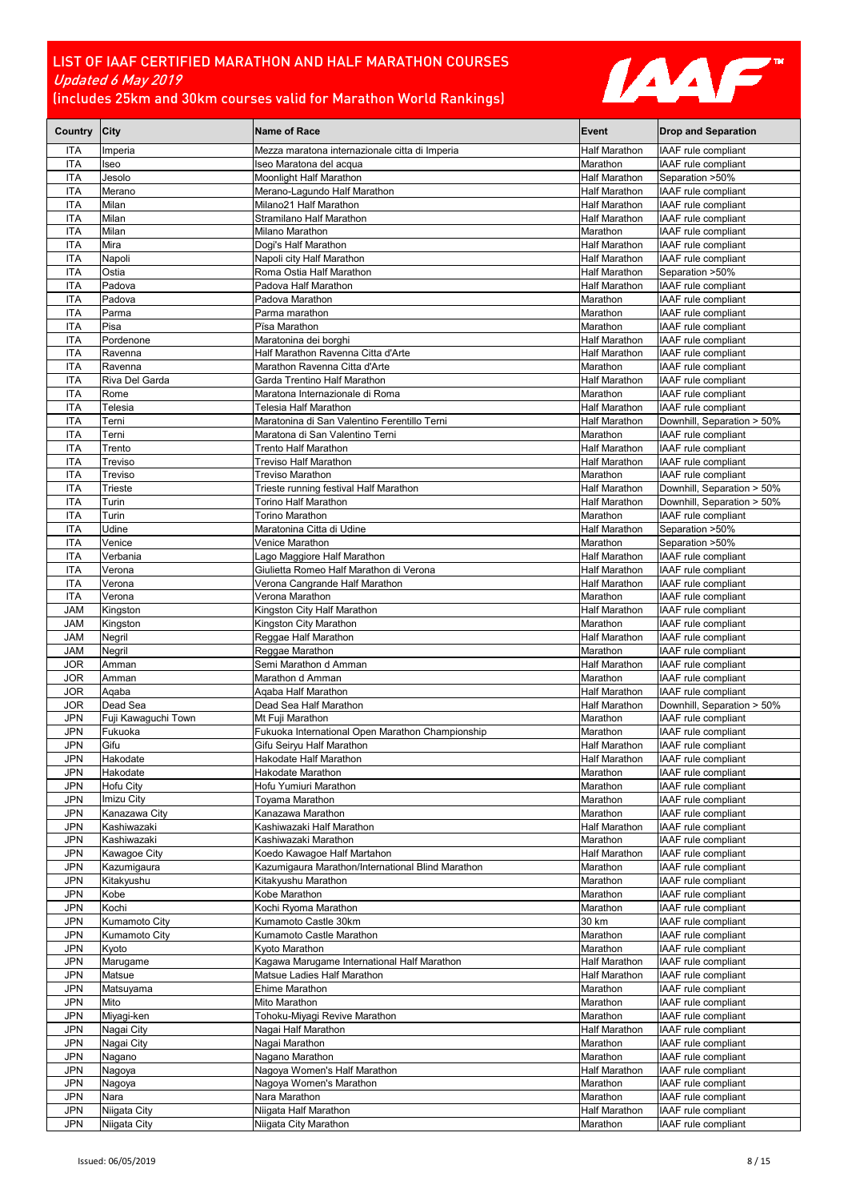# LIST OF IAAF CERTIFIED MARATHON AND HALF MARATHON COURSES

*Updated 6 May 2019*

(includes 25km and 30km courses valid for Marathon World Rankings)

| Country | City | Name of Race | Event | Drop and Separation |
|---|---|---|---|---|
| ITA | Imperia | Mezza maratona internazionale citta di Imperia | Half Marathon | IAAF rule compliant |
| ITA | Iseo | Iseo Maratona del acqua | Marathon | IAAF rule compliant |
| ITA | Jesolo | Moonlight Half Marathon | Half Marathon | Separation >50% |
| ITA | Merano | Merano-Lagundo Half Marathon | Half Marathon | IAAF rule compliant |
| ITA | Milan | Milano21 Half Marathon | Half Marathon | IAAF rule compliant |
| ITA | Milan | Stramilano Half Marathon | Half Marathon | IAAF rule compliant |
| ITA | Milan | Milano Marathon | Marathon | IAAF rule compliant |
| ITA | Mira | Dogi's Half Marathon | Half Marathon | IAAF rule compliant |
| ITA | Napoli | Napoli city Half Marathon | Half Marathon | IAAF rule compliant |
| ITA | Ostia | Roma Ostia Half Marathon | Half Marathon | Separation >50% |
| ITA | Padova | Padova Half Marathon | Half Marathon | IAAF rule compliant |
| ITA | Padova | Padova Marathon | Marathon | IAAF rule compliant |
| ITA | Parma | Parma marathon | Marathon | IAAF rule compliant |
| ITA | Pisa | Pisa Marathon | Marathon | IAAF rule compliant |
| ITA | Pordenone | Maratonina dei borghi | Half Marathon | IAAF rule compliant |
| ITA | Ravenna | Half Marathon Ravenna Citta d'Arte | Half Marathon | IAAF rule compliant |
| ITA | Ravenna | Marathon Ravenna Citta d'Arte | Marathon | IAAF rule compliant |
| ITA | Riva Del Garda | Garda Trentino Half Marathon | Half Marathon | IAAF rule compliant |
| ITA | Rome | Maratona Internazionale di Roma | Marathon | IAAF rule compliant |
| ITA | Telesia | Telesia Half Marathon | Half Marathon | IAAF rule compliant |
| ITA | Terni | Maratonina di San Valentino Ferentillo Terni | Half Marathon | Downhill, Separation > 50% |
| ITA | Terni | Maratona di San Valentino Terni | Marathon | IAAF rule compliant |
| ITA | Trento | Trento Half Marathon | Half Marathon | IAAF rule compliant |
| ITA | Treviso | Treviso Half Marathon | Half Marathon | IAAF rule compliant |
| ITA | Treviso | Treviso Marathon | Marathon | IAAF rule compliant |
| ITA | Trieste | Trieste running festival Half Marathon | Half Marathon | Downhill, Separation > 50% |
| ITA | Turin | Torino Half Marathon | Half Marathon | Downhill, Separation > 50% |
| ITA | Turin | Torino Marathon | Marathon | IAAF rule compliant |
| ITA | Udine | Maratonina Citta di Udine | Half Marathon | Separation >50% |
| ITA | Venice | Venice Marathon | Marathon | Separation >50% |
| ITA | Verbania | Lago Maggiore Half Marathon | Half Marathon | IAAF rule compliant |
| ITA | Verona | Giulietta Romeo Half Marathon di Verona | Half Marathon | IAAF rule compliant |
| ITA | Verona | Verona Cangrande Half Marathon | Half Marathon | IAAF rule compliant |
| ITA | Verona | Verona Marathon | Marathon | IAAF rule compliant |
| JAM | Kingston | Kingston City Half Marathon | Half Marathon | IAAF rule compliant |
| JAM | Kingston | Kingston City Marathon | Marathon | IAAF rule compliant |
| JAM | Negril | Reggae Half Marathon | Half Marathon | IAAF rule compliant |
| JAM | Negril | Reggae Marathon | Marathon | IAAF rule compliant |
| JOR | Amman | Semi Marathon d Amman | Half Marathon | IAAF rule compliant |
| JOR | Amman | Marathon d Amman | Marathon | IAAF rule compliant |
| JOR | Aqaba | Aqaba Half Marathon | Half Marathon | IAAF rule compliant |
| JOR | Dead Sea | Dead Sea Half Marathon | Half Marathon | Downhill, Separation > 50% |
| JPN | Fuji Kawaguchi Town | Mt Fuji Marathon | Marathon | IAAF rule compliant |
| JPN | Fukuoka | Fukuoka International Open Marathon Championship | Marathon | IAAF rule compliant |
| JPN | Gifu | Gifu Seiryu Half Marathon | Half Marathon | IAAF rule compliant |
| JPN | Hakodate | Hakodate Half Marathon | Half Marathon | IAAF rule compliant |
| JPN | Hakodate | Hakodate Marathon | Marathon | IAAF rule compliant |
| JPN | Hofu City | Hofu Yumiuri Marathon | Marathon | IAAF rule compliant |
| JPN | Imizu City | Toyama Marathon | Marathon | IAAF rule compliant |
| JPN | Kanazawa City | Kanazawa Marathon | Marathon | IAAF rule compliant |
| JPN | Kashiwazaki | Kashiwazaki Half Marathon | Half Marathon | IAAF rule compliant |
| JPN | Kashiwazaki | Kashiwazaki Marathon | Marathon | IAAF rule compliant |
| JPN | Kawagoe City | Koedo Kawagoe Half Martahon | Half Marathon | IAAF rule compliant |
| JPN | Kazumigaura | Kazumigaura Marathon/International Blind Marathon | Marathon | IAAF rule compliant |
| JPN | Kitakyushu | Kitakyushu Marathon | Marathon | IAAF rule compliant |
| JPN | Kobe | Kobe Marathon | Marathon | IAAF rule compliant |
| JPN | Kochi | Kochi Ryoma Marathon | Marathon | IAAF rule compliant |
| JPN | Kumamoto City | Kumamoto Castle 30km | 30 km | IAAF rule compliant |
| JPN | Kumamoto City | Kumamoto Castle Marathon | Marathon | IAAF rule compliant |
| JPN | Kyoto | Kyoto Marathon | Marathon | IAAF rule compliant |
| JPN | Marugame | Kagawa Marugame International Half Marathon | Half Marathon | IAAF rule compliant |
| JPN | Matsue | Matsue Ladies Half Marathon | Half Marathon | IAAF rule compliant |
| JPN | Matsuyama | Ehime Marathon | Marathon | IAAF rule compliant |
| JPN | Mito | Mito Marathon | Marathon | IAAF rule compliant |
| JPN | Miyagi-ken | Tohoku-Miyagi Revive Marathon | Marathon | IAAF rule compliant |
| JPN | Nagai City | Nagai Half Marathon | Half Marathon | IAAF rule compliant |
| JPN | Nagai City | Nagai Marathon | Marathon | IAAF rule compliant |
| JPN | Nagano | Nagano Marathon | Marathon | IAAF rule compliant |
| JPN | Nagoya | Nagoya Women's Half Marathon | Half Marathon | IAAF rule compliant |
| JPN | Nagoya | Nagoya Women's Marathon | Marathon | IAAF rule compliant |
| JPN | Nara | Nara Marathon | Marathon | IAAF rule compliant |
| JPN | Niigata City | Niigata Half Marathon | Half Marathon | IAAF rule compliant |
| JPN | Niigata City | Niigata City Marathon | Marathon | IAAF rule compliant |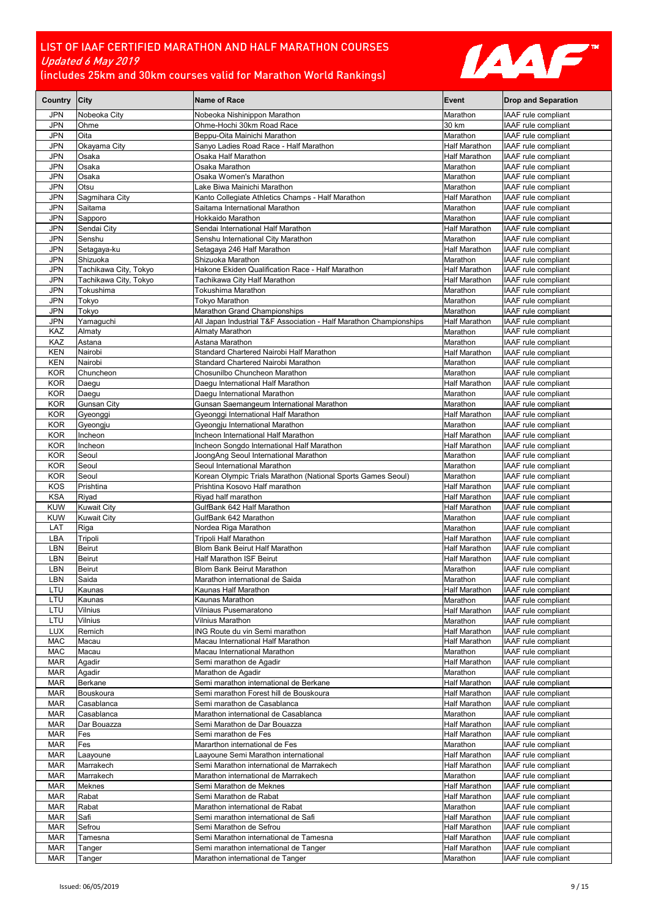# LIST OF IAAF CERTIFIED MARATHON AND HALF MARATHON COURSES

*Updated 6 May 2019*

(includes 25km and 30km courses valid for Marathon World Rankings)

| Country | City | Name of Race | Event | Drop and Separation |
|---|---|---|---|---|
| JPN | Nobeoka City | Nobeoka Nishinippon Marathon | Marathon | IAAF rule compliant |
| JPN | Ohme | Ohme-Hochi 30km Road Race | 30 km | IAAF rule compliant |
| JPN | Oita | Beppu-Oita Mainichi Marathon | Marathon | IAAF rule compliant |
| JPN | Okayama City | Sanyo Ladies Road Race - Half Marathon | Half Marathon | IAAF rule compliant |
| JPN | Osaka | Osaka Half Marathon | Half Marathon | IAAF rule compliant |
| JPN | Osaka | Osaka Marathon | Marathon | IAAF rule compliant |
| JPN | Osaka | Osaka Women's Marathon | Marathon | IAAF rule compliant |
| JPN | Otsu | Lake Biwa Mainichi Marathon | Marathon | IAAF rule compliant |
| JPN | Sagmihara City | Kanto Collegiate Athletics Champs - Half Marathon | Half Marathon | IAAF rule compliant |
| JPN | Saitama | Saitama International Marathon | Marathon | IAAF rule compliant |
| JPN | Sapporo | Hokkaido Marathon | Marathon | IAAF rule compliant |
| JPN | Sendai City | Sendai International Half Marathon | Half Marathon | IAAF rule compliant |
| JPN | Senshu | Senshu International City Marathon | Marathon | IAAF rule compliant |
| JPN | Setagaya-ku | Setagaya 246 Half Marathon | Half Marathon | IAAF rule compliant |
| JPN | Shizuoka | Shizuoka Marathon | Marathon | IAAF rule compliant |
| JPN | Tachikawa City, Tokyo | Hakone Ekiden Qualification Race - Half Marathon | Half Marathon | IAAF rule compliant |
| JPN | Tachikawa City, Tokyo | Tachikawa City Half Marathon | Half Marathon | IAAF rule compliant |
| JPN | Tokushima | Tokushima Marathon | Marathon | IAAF rule compliant |
| JPN | Tokyo | Tokyo Marathon | Marathon | IAAF rule compliant |
| JPN | Tokyo | Marathon Grand Championships | Marathon | IAAF rule compliant |
| JPN | Yamaguchi | All Japan Industrial T&F Association - Half Marathon Championships | Half Marathon | IAAF rule compliant |
| KAZ | Almaty | Almaty Marathon | Marathon | IAAF rule compliant |
| KAZ | Astana | Astana Marathon | Marathon | IAAF rule compliant |
| KEN | Nairobi | Standard Chartered Nairobi Half Marathon | Half Marathon | IAAF rule compliant |
| KEN | Nairobi | Standard Chartered Nairobi Marathon | Marathon | IAAF rule compliant |
| KOR | Chuncheon | Chosunilbo Chuncheon Marathon | Marathon | IAAF rule compliant |
| KOR | Daegu | Daegu International Half Marathon | Half Marathon | IAAF rule compliant |
| KOR | Daegu | Daegu International Marathon | Marathon | IAAF rule compliant |
| KOR | Gunsan City | Gunsan Saemangeum International Marathon | Marathon | IAAF rule compliant |
| KOR | Gyeonggi | Gyeonggi International Half Marathon | Half Marathon | IAAF rule compliant |
| KOR | Gyeongju | Gyeongju International Marathon | Marathon | IAAF rule compliant |
| KOR | Incheon | Incheon International Half Marathon | Half Marathon | IAAF rule compliant |
| KOR | Incheon | Incheon Songdo International Half Marathon | Half Marathon | IAAF rule compliant |
| KOR | Seoul | JoongAng Seoul International Marathon | Marathon | IAAF rule compliant |
| KOR | Seoul | Seoul International Marathon | Marathon | IAAF rule compliant |
| KOR | Seoul | Korean Olympic Trials Marathon (National Sports Games Seoul) | Marathon | IAAF rule compliant |
| KOS | Prishtina | Prishtina Kosovo Half marathon | Half Marathon | IAAF rule compliant |
| KSA | Riyad | Riyad half marathon | Half Marathon | IAAF rule compliant |
| KUW | Kuwait City | GulfBank 642 Half Marathon | Half Marathon | IAAF rule compliant |
| KUW | Kuwait City | GulfBank 642 Marathon | Marathon | IAAF rule compliant |
| LAT | Riga | Nordea Riga Marathon | Marathon | IAAF rule compliant |
| LBA | Tripoli | Tripoli Half Marathon | Half Marathon | IAAF rule compliant |
| LBN | Beirut | Blom Bank Beirut Half Marathon | Half Marathon | IAAF rule compliant |
| LBN | Beirut | Half Marathon ISF Beirut | Half Marathon | IAAF rule compliant |
| LBN | Beirut | Blom Bank Beirut Marathon | Marathon | IAAF rule compliant |
| LBN | Saida | Marathon international de Saida | Marathon | IAAF rule compliant |
| LTU | Kaunas | Kaunas Half Marathon | Half Marathon | IAAF rule compliant |
| LTU | Kaunas | Kaunas Marathon | Marathon | IAAF rule compliant |
| LTU | Vilnius | Vilniaus Pusemaratono | Half Marathon | IAAF rule compliant |
| LTU | Vilnius | Vilnius Marathon | Marathon | IAAF rule compliant |
| LUX | Remich | ING Route du vin Semi marathon | Half Marathon | IAAF rule compliant |
| MAC | Macau | Macau International Half Marathon | Half Marathon | IAAF rule compliant |
| MAC | Macau | Macau International Marathon | Marathon | IAAF rule compliant |
| MAR | Agadir | Semi marathon de Agadir | Half Marathon | IAAF rule compliant |
| MAR | Agadir | Marathon de Agadir | Marathon | IAAF rule compliant |
| MAR | Berkane | Semi marathon international de Berkane | Half Marathon | IAAF rule compliant |
| MAR | Bouskoura | Semi marathon Forest hill de Bouskoura | Half Marathon | IAAF rule compliant |
| MAR | Casablanca | Semi marathon de Casablanca | Half Marathon | IAAF rule compliant |
| MAR | Casablanca | Marathon international de Casablanca | Marathon | IAAF rule compliant |
| MAR | Dar Bouazza | Semi Marathon de Dar Bouazza | Half Marathon | IAAF rule compliant |
| MAR | Fes | Semi marathon de Fes | Half Marathon | IAAF rule compliant |
| MAR | Fes | Mararthon international de Fes | Marathon | IAAF rule compliant |
| MAR | Laayoune | Laayoune Semi Marathon international | Half Marathon | IAAF rule compliant |
| MAR | Marrakech | Semi Marathon international de Marrakech | Half Marathon | IAAF rule compliant |
| MAR | Marrakech | Marathon international de Marrakech | Marathon | IAAF rule compliant |
| MAR | Meknes | Semi Marathon de Meknes | Half Marathon | IAAF rule compliant |
| MAR | Rabat | Semi Marathon de Rabat | Half Marathon | IAAF rule compliant |
| MAR | Rabat | Marathon international de Rabat | Marathon | IAAF rule compliant |
| MAR | Safi | Semi marathon international de Safi | Half Marathon | IAAF rule compliant |
| MAR | Sefrou | Semi Marathon de Sefrou | Half Marathon | IAAF rule compliant |
| MAR | Tamesna | Semi Marathon international de Tamesna | Half Marathon | IAAF rule compliant |
| MAR | Tanger | Semi marathon international de Tanger | Half Marathon | IAAF rule compliant |
| MAR | Tanger | Marathon international de Tanger | Marathon | IAAF rule compliant |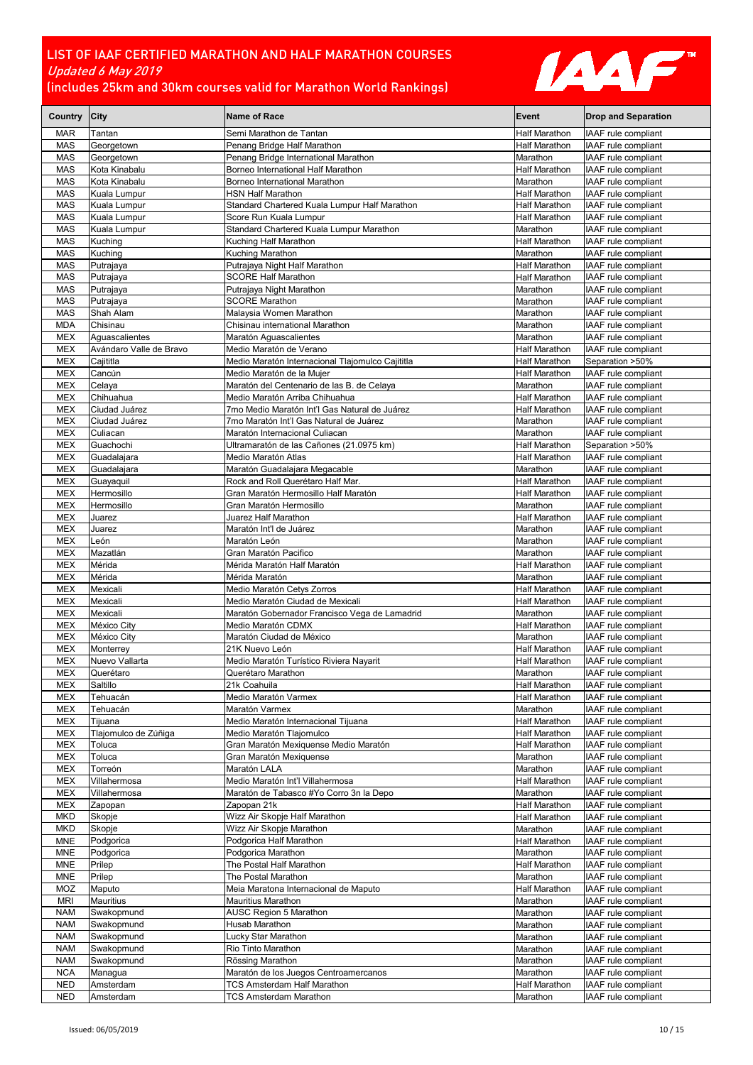# LIST OF IAAF CERTIFIED MARATHON AND HALF MARATHON COURSES

*Updated 6 May 2019*

(includes 25km and 30km courses valid for Marathon World Rankings)

| Country | City | Name of Race | Event | Drop and Separation |
|---|---|---|---|---|
| MAR | Tantan | Semi Marathon de Tantan | Half Marathon | IAAF rule compliant |
| MAS | Georgetown | Penang Bridge Half Marathon | Half Marathon | IAAF rule compliant |
| MAS | Georgetown | Penang Bridge International Marathon | Marathon | IAAF rule compliant |
| MAS | Kota Kinabalu | Borneo International Half Marathon | Half Marathon | IAAF rule compliant |
| MAS | Kota Kinabalu | Borneo International Marathon | Marathon | IAAF rule compliant |
| MAS | Kuala Lumpur | HSN Half Marathon | Half Marathon | IAAF rule compliant |
| MAS | Kuala Lumpur | Standard Chartered Kuala Lumpur Half Marathon | Half Marathon | IAAF rule compliant |
| MAS | Kuala Lumpur | Score Run Kuala Lumpur | Half Marathon | IAAF rule compliant |
| MAS | Kuala Lumpur | Standard Chartered Kuala Lumpur Marathon | Marathon | IAAF rule compliant |
| MAS | Kuching | Kuching Half Marathon | Half Marathon | IAAF rule compliant |
| MAS | Kuching | Kuching Marathon | Marathon | IAAF rule compliant |
| MAS | Putrajaya | Putrajaya Night Half Marathon | Half Marathon | IAAF rule compliant |
| MAS | Putrajaya | SCORE Half Marathon | Half Marathon | IAAF rule compliant |
| MAS | Putrajaya | Putrajaya Night Marathon | Marathon | IAAF rule compliant |
| MAS | Putrajaya | SCORE Marathon | Marathon | IAAF rule compliant |
| MAS | Shah Alam | Malaysia Women Marathon | Marathon | IAAF rule compliant |
| MDA | Chisinau | Chisinau international Marathon | Marathon | IAAF rule compliant |
| MEX | Aguascalientes | Maratón Aguascalientes | Marathon | IAAF rule compliant |
| MEX | Avándaro Valle de Bravo | Medio Maratón de Verano | Half Marathon | IAAF rule compliant |
| MEX | Cajititla | Medio Maratón Internacional Tlajomulco Cajititla | Half Marathon | Separation >50% |
| MEX | Cancún | Medio Maratón de la Mujer | Half Marathon | IAAF rule compliant |
| MEX | Celaya | Maratón del Centenario de las B. de Celaya | Marathon | IAAF rule compliant |
| MEX | Chihuahua | Medio Maratón Arriba Chihuahua | Half Marathon | IAAF rule compliant |
| MEX | Ciudad Juárez | 7mo Medio Maratón Int'l Gas Natural de Juárez | Half Marathon | IAAF rule compliant |
| MEX | Ciudad Juárez | 7mo Maratón Int'l Gas Natural de Juárez | Marathon | IAAF rule compliant |
| MEX | Culiacan | Maratón Internacional Culiacan | Marathon | IAAF rule compliant |
| MEX | Guachochi | Ultramaratón de las Cañones (21.0975 km) | Half Marathon | Separation >50% |
| MEX | Guadalajara | Medio Maratón Atlas | Half Marathon | IAAF rule compliant |
| MEX | Guadalajara | Maratón Guadalajara Megacable | Marathon | IAAF rule compliant |
| MEX | Guayaquil | Rock and Roll Querétaro Half Mar. | Half Marathon | IAAF rule compliant |
| MEX | Hermosillo | Gran Maratón Hermosillo Half Maratón | Half Marathon | IAAF rule compliant |
| MEX | Hermosillo | Gran Maratón Hermosillo | Marathon | IAAF rule compliant |
| MEX | Juarez | Juarez Half Marathon | Half Marathon | IAAF rule compliant |
| MEX | Juarez | Maratón Int'l de Juárez | Marathon | IAAF rule compliant |
| MEX | León | Maratón León | Marathon | IAAF rule compliant |
| MEX | Mazatlán | Gran Maratón Pacifico | Marathon | IAAF rule compliant |
| MEX | Mérida | Mérida Maratón Half Maratón | Half Marathon | IAAF rule compliant |
| MEX | Mérida | Mérida Maratón | Marathon | IAAF rule compliant |
| MEX | Mexicali | Medio Maratón Cetys Zorros | Half Marathon | IAAF rule compliant |
| MEX | Mexicali | Medio Maratón Ciudad de Mexicali | Half Marathon | IAAF rule compliant |
| MEX | Mexicali | Maratón Gobernador Francisco Vega de Lamadrid | Marathon | IAAF rule compliant |
| MEX | México City | Medio Maratón CDMX | Half Marathon | IAAF rule compliant |
| MEX | México City | Maratón Ciudad de México | Marathon | IAAF rule compliant |
| MEX | Monterrey | 21K Nuevo León | Half Marathon | IAAF rule compliant |
| MEX | Nuevo Vallarta | Medio Maratón Turístico Riviera Nayarit | Half Marathon | IAAF rule compliant |
| MEX | Querétaro | Querétaro Marathon | Marathon | IAAF rule compliant |
| MEX | Saltillo | 21k Coahuila | Half Marathon | IAAF rule compliant |
| MEX | Tehuacán | Medio Maratón Varmex | Half Marathon | IAAF rule compliant |
| MEX | Tehuacán | Maratón Varmex | Marathon | IAAF rule compliant |
| MEX | Tijuana | Medio Maratón Internacional Tijuana | Half Marathon | IAAF rule compliant |
| MEX | Tlajomulco de Zúñiga | Medio Maratón Tlajomulco | Half Marathon | IAAF rule compliant |
| MEX | Toluca | Gran Maratón Mexiquense Medio Maratón | Half Marathon | IAAF rule compliant |
| MEX | Toluca | Gran Maratón Mexiquense | Marathon | IAAF rule compliant |
| MEX | Torreón | Maratón LALA | Marathon | IAAF rule compliant |
| MEX | Villahermosa | Medio Maratón Int'l Villahermosa | Half Marathon | IAAF rule compliant |
| MEX | Villahermosa | Maratón de Tabasco #Yo Corro 3n la Depo | Marathon | IAAF rule compliant |
| MEX | Zapopan | Zapopan 21k | Half Marathon | IAAF rule compliant |
| MKD | Skopje | Wizz Air Skopje Half Marathon | Half Marathon | IAAF rule compliant |
| MKD | Skopje | Wizz Air Skopje Marathon | Marathon | IAAF rule compliant |
| MNE | Podgorica | Podgorica Half Marathon | Half Marathon | IAAF rule compliant |
| MNE | Podgorica | Podgorica Marathon | Marathon | IAAF rule compliant |
| MNE | Prilep | The Postal Half Marathon | Half Marathon | IAAF rule compliant |
| MNE | Prilep | The Postal Marathon | Marathon | IAAF rule compliant |
| MOZ | Maputo | Meia Maratona Internacional de Maputo | Half Marathon | IAAF rule compliant |
| MRI | Mauritius | Mauritius Marathon | Marathon | IAAF rule compliant |
| NAM | Swakopmund | AUSC Region 5 Marathon | Marathon | IAAF rule compliant |
| NAM | Swakopmund | Husab Marathon | Marathon | IAAF rule compliant |
| NAM | Swakopmund | Lucky Star Marathon | Marathon | IAAF rule compliant |
| NAM | Swakopmund | Rio Tinto Marathon | Marathon | IAAF rule compliant |
| NAM | Swakopmund | Rössing Marathon | Marathon | IAAF rule compliant |
| NCA | Managua | Maratón de los Juegos Centroamercanos | Marathon | IAAF rule compliant |
| NED | Amsterdam | TCS Amsterdam Half Marathon | Half Marathon | IAAF rule compliant |
| NED | Amsterdam | TCS Amsterdam Marathon | Marathon | IAAF rule compliant |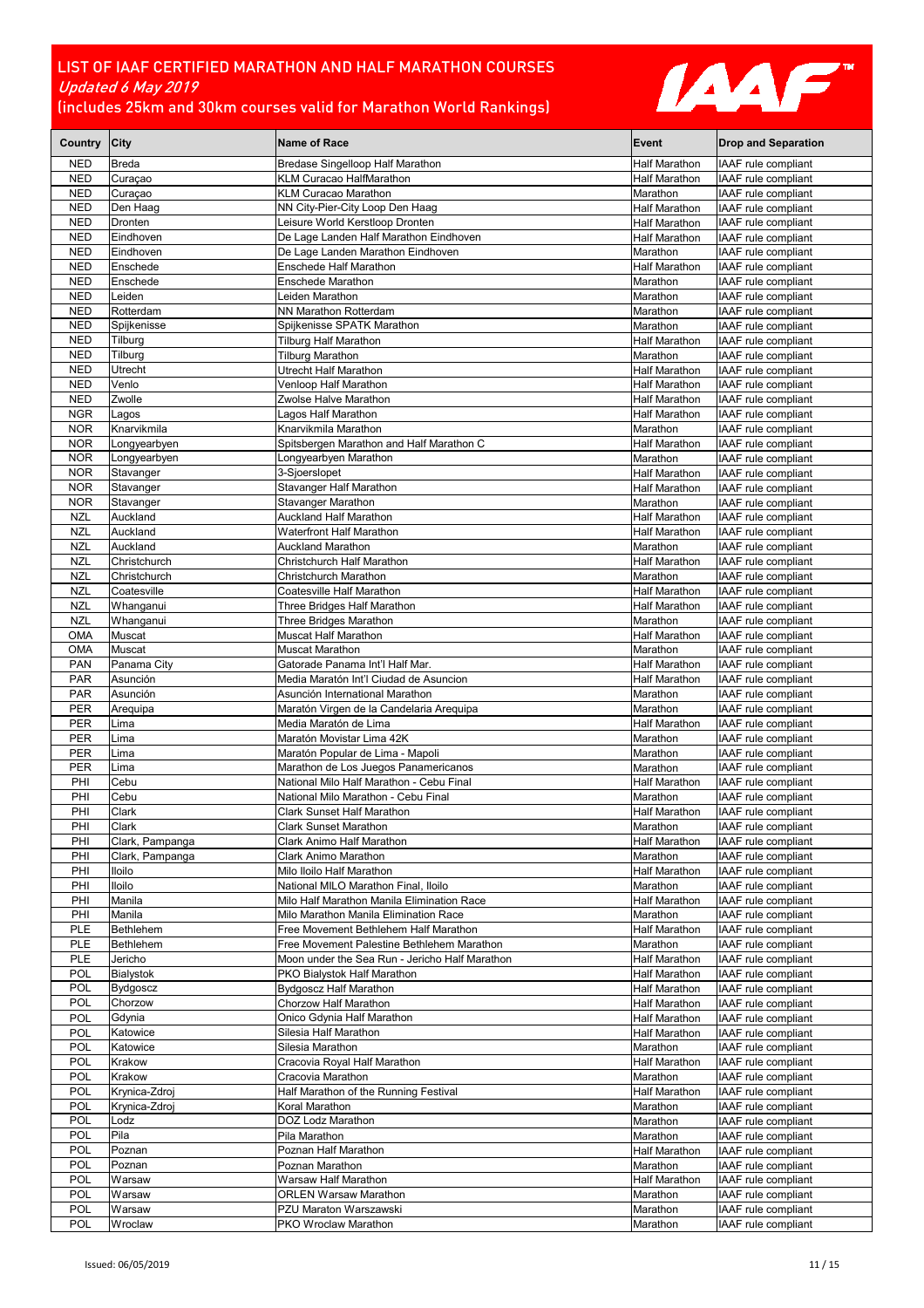# LIST OF IAAF CERTIFIED MARATHON AND HALF MARATHON COURSES

*Updated 6 May 2019*

(includes 25km and 30km courses valid for Marathon World Rankings)

| Country | City | Name of Race | Event | Drop and Separation |
|---|---|---|---|---|
| NED | Breda | Bredase Singelloop Half Marathon | Half Marathon | IAAF rule compliant |
| NED | Curaçao | KLM Curacao HalfMarathon | Half Marathon | IAAF rule compliant |
| NED | Curaçao | KLM Curacao Marathon | Marathon | IAAF rule compliant |
| NED | Den Haag | NN City-Pier-City Loop Den Haag | Half Marathon | IAAF rule compliant |
| NED | Dronten | Leisure World Kerstloop Dronten | Half Marathon | IAAF rule compliant |
| NED | Eindhoven | De Lage Landen Half Marathon Eindhoven | Half Marathon | IAAF rule compliant |
| NED | Eindhoven | De Lage Landen Marathon Eindhoven | Marathon | IAAF rule compliant |
| NED | Enschede | Enschede Half Marathon | Half Marathon | IAAF rule compliant |
| NED | Enschede | Enschede Marathon | Marathon | IAAF rule compliant |
| NED | Leiden | Leiden Marathon | Marathon | IAAF rule compliant |
| NED | Rotterdam | NN Marathon Rotterdam | Marathon | IAAF rule compliant |
| NED | Spijkenisse | Spijkenisse SPATK Marathon | Marathon | IAAF rule compliant |
| NED | Tilburg | Tilburg Half Marathon | Half Marathon | IAAF rule compliant |
| NED | Tilburg | Tilburg Marathon | Marathon | IAAF rule compliant |
| NED | Utrecht | Utrecht Half Marathon | Half Marathon | IAAF rule compliant |
| NED | Venlo | Venloop Half Marathon | Half Marathon | IAAF rule compliant |
| NED | Zwolle | Zwolse Halve Marathon | Half Marathon | IAAF rule compliant |
| NGR | Lagos | Lagos Half Marathon | Half Marathon | IAAF rule compliant |
| NOR | Knarvikmila | Knarvikmila Marathon | Marathon | IAAF rule compliant |
| NOR | Longyearbyen | Spitsbergen Marathon and Half Marathon C | Half Marathon | IAAF rule compliant |
| NOR | Longyearbyen | Longyearbyen Marathon | Marathon | IAAF rule compliant |
| NOR | Stavanger | 3-Sjoerslopet | Half Marathon | IAAF rule compliant |
| NOR | Stavanger | Stavanger Half Marathon | Half Marathon | IAAF rule compliant |
| NOR | Stavanger | Stavanger Marathon | Marathon | IAAF rule compliant |
| NZL | Auckland | Auckland Half Marathon | Half Marathon | IAAF rule compliant |
| NZL | Auckland | Waterfront Half Marathon | Half Marathon | IAAF rule compliant |
| NZL | Auckland | Auckland Marathon | Marathon | IAAF rule compliant |
| NZL | Christchurch | Christchurch Half Marathon | Half Marathon | IAAF rule compliant |
| NZL | Christchurch | Christchurch Marathon | Marathon | IAAF rule compliant |
| NZL | Coatesville | Coatesville Half Marathon | Half Marathon | IAAF rule compliant |
| NZL | Whanganui | Three Bridges Half Marathon | Half Marathon | IAAF rule compliant |
| NZL | Whanganui | Three Bridges Marathon | Marathon | IAAF rule compliant |
| OMA | Muscat | Muscat Half Marathon | Half Marathon | IAAF rule compliant |
| OMA | Muscat | Muscat Marathon | Marathon | IAAF rule compliant |
| PAN | Panama City | Gatorade Panama Int'l Half Mar. | Half Marathon | IAAF rule compliant |
| PAR | Asunción | Media Maratón Int'l Ciudad de Asuncion | Half Marathon | IAAF rule compliant |
| PAR | Asunción | Asunción International Marathon | Marathon | IAAF rule compliant |
| PER | Arequipa | Maratón Virgen de la Candelaria Arequipa | Marathon | IAAF rule compliant |
| PER | Lima | Media Maratón de Lima | Half Marathon | IAAF rule compliant |
| PER | Lima | Maratón Movistar Lima 42K | Marathon | IAAF rule compliant |
| PER | Lima | Maratón Popular de Lima - Mapoli | Marathon | IAAF rule compliant |
| PER | Lima | Marathon de Los Juegos Panamericanos | Marathon | IAAF rule compliant |
| PHI | Cebu | National Milo Half Marathon - Cebu Final | Half Marathon | IAAF rule compliant |
| PHI | Cebu | National Milo Marathon - Cebu Final | Marathon | IAAF rule compliant |
| PHI | Clark | Clark Sunset Half Marathon | Half Marathon | IAAF rule compliant |
| PHI | Clark | Clark Sunset Marathon | Marathon | IAAF rule compliant |
| PHI | Clark, Pampanga | Clark Animo Half Marathon | Half Marathon | IAAF rule compliant |
| PHI | Clark, Pampanga | Clark Animo Marathon | Marathon | IAAF rule compliant |
| PHI | Iloilo | Milo Iloilo Half Marathon | Half Marathon | IAAF rule compliant |
| PHI | Iloilo | National MILO Marathon Final, Iloilo | Marathon | IAAF rule compliant |
| PHI | Manila | Milo Half Marathon Manila Elimination Race | Half Marathon | IAAF rule compliant |
| PHI | Manila | Milo Marathon Manila Elimination Race | Marathon | IAAF rule compliant |
| PLE | Bethlehem | Free Movement Bethlehem Half Marathon | Half Marathon | IAAF rule compliant |
| PLE | Bethlehem | Free Movement Palestine Bethlehem Marathon | Marathon | IAAF rule compliant |
| PLE | Jericho | Moon under the Sea Run - Jericho Half Marathon | Half Marathon | IAAF rule compliant |
| POL | Bialystok | PKO Bialystok Half Marathon | Half Marathon | IAAF rule compliant |
| POL | Bydgoscz | Bydgoscz Half Marathon | Half Marathon | IAAF rule compliant |
| POL | Chorzow | Chorzow Half Marathon | Half Marathon | IAAF rule compliant |
| POL | Gdynia | Onico Gdynia Half Marathon | Half Marathon | IAAF rule compliant |
| POL | Katowice | Silesia Half Marathon | Half Marathon | IAAF rule compliant |
| POL | Katowice | Silesia Marathon | Marathon | IAAF rule compliant |
| POL | Krakow | Cracovia Royal Half Marathon | Half Marathon | IAAF rule compliant |
| POL | Krakow | Cracovia Marathon | Marathon | IAAF rule compliant |
| POL | Krynica-Zdroj | Half Marathon of the Running Festival | Half Marathon | IAAF rule compliant |
| POL | Krynica-Zdroj | Koral Marathon | Marathon | IAAF rule compliant |
| POL | Lodz | DOZ Lodz Marathon | Marathon | IAAF rule compliant |
| POL | Pila | Pila Marathon | Marathon | IAAF rule compliant |
| POL | Poznan | Poznan Half Marathon | Half Marathon | IAAF rule compliant |
| POL | Poznan | Poznan Marathon | Marathon | IAAF rule compliant |
| POL | Warsaw | Warsaw Half Marathon | Half Marathon | IAAF rule compliant |
| POL | Warsaw | ORLEN Warsaw Marathon | Marathon | IAAF rule compliant |
| POL | Warsaw | PZU Maraton Warszawski | Marathon | IAAF rule compliant |
| POL | Wroclaw | PKO Wroclaw Marathon | Marathon | IAAF rule compliant |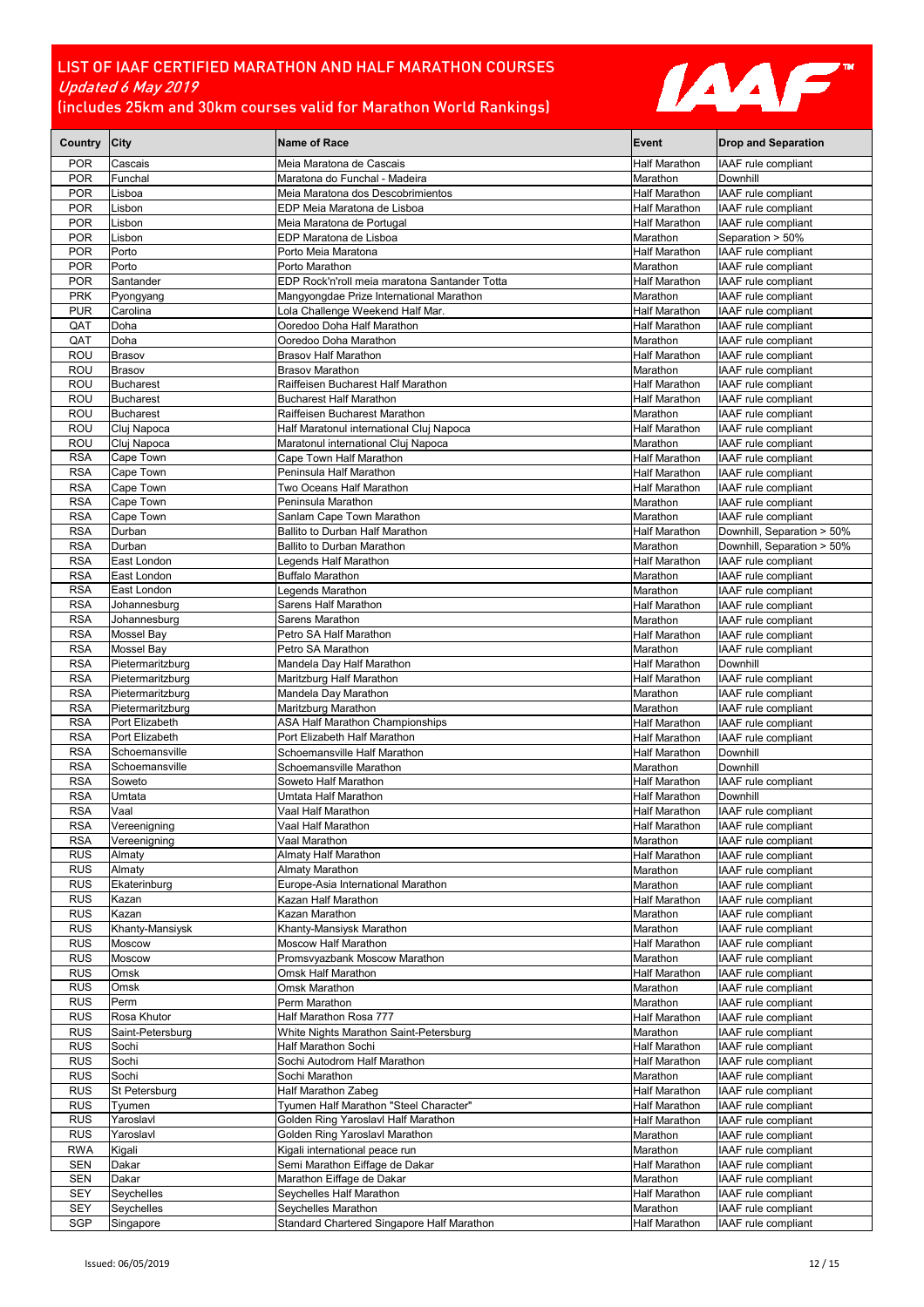# LIST OF IAAF CERTIFIED MARATHON AND HALF MARATHON COURSES

*Updated 6 May 2019*

(includes 25km and 30km courses valid for Marathon World Rankings)

| Country | City | Name of Race | Event | Drop and Separation |
| --- | --- | --- | --- | --- |
| POR | Cascais | Meia Maratona de Cascais | Half Marathon | IAAF rule compliant |
| POR | Funchal | Maratona do Funchal - Madeira | Marathon | Downhill |
| POR | Lisboa | Meia Maratona dos Descobrimientos | Half Marathon | IAAF rule compliant |
| POR | Lisbon | EDP Meia Maratona de Lisboa | Half Marathon | IAAF rule compliant |
| POR | Lisbon | Meia Maratona de Portugal | Half Marathon | IAAF rule compliant |
| POR | Lisbon | EDP Maratona de Lisboa | Marathon | Separation > 50% |
| POR | Porto | Porto Meia Maratona | Half Marathon | IAAF rule compliant |
| POR | Porto | Porto Marathon | Marathon | IAAF rule compliant |
| POR | Santander | EDP Rock'n'roll meia maratona Santander Totta | Half Marathon | IAAF rule compliant |
| PRK | Pyongyang | Mangyongdae Prize International Marathon | Marathon | IAAF rule compliant |
| PUR | Carolina | Lola Challenge Weekend Half Mar. | Half Marathon | IAAF rule compliant |
| QAT | Doha | Ooredoo Doha Half Marathon | Half Marathon | IAAF rule compliant |
| QAT | Doha | Ooredoo Doha Marathon | Marathon | IAAF rule compliant |
| ROU | Brasov | Brasov Half Marathon | Half Marathon | IAAF rule compliant |
| ROU | Brasov | Brasov Marathon | Marathon | IAAF rule compliant |
| ROU | Bucharest | Raiffeisen Bucharest Half Marathon | Half Marathon | IAAF rule compliant |
| ROU | Bucharest | Bucharest Half Marathon | Half Marathon | IAAF rule compliant |
| ROU | Bucharest | Raiffeisen Bucharest Marathon | Marathon | IAAF rule compliant |
| ROU | Cluj Napoca | Half Maratonul international Cluj Napoca | Half Marathon | IAAF rule compliant |
| ROU | Cluj Napoca | Maratonul international Cluj Napoca | Marathon | IAAF rule compliant |
| RSA | Cape Town | Cape Town Half Marathon | Half Marathon | IAAF rule compliant |
| RSA | Cape Town | Peninsula Half Marathon | Half Marathon | IAAF rule compliant |
| RSA | Cape Town | Two Oceans Half Marathon | Half Marathon | IAAF rule compliant |
| RSA | Cape Town | Peninsula Marathon | Marathon | IAAF rule compliant |
| RSA | Cape Town | Sanlam Cape Town Marathon | Marathon | IAAF rule compliant |
| RSA | Durban | Ballito to Durban Half Marathon | Half Marathon | Downhill, Separation > 50% |
| RSA | Durban | Ballito to Durban Marathon | Marathon | Downhill, Separation > 50% |
| RSA | East London | Legends Half Marathon | Half Marathon | IAAF rule compliant |
| RSA | East London | Buffalo Marathon | Marathon | IAAF rule compliant |
| RSA | East London | Legends Marathon | Marathon | IAAF rule compliant |
| RSA | Johannesburg | Sarens Half Marathon | Half Marathon | IAAF rule compliant |
| RSA | Johannesburg | Sarens Marathon | Marathon | IAAF rule compliant |
| RSA | Mossel Bay | Petro SA Half Marathon | Half Marathon | IAAF rule compliant |
| RSA | Mossel Bay | Petro SA Marathon | Marathon | IAAF rule compliant |
| RSA | Pietermaritzburg | Mandela Day Half Marathon | Half Marathon | Downhill |
| RSA | Pietermaritzburg | Maritzburg Half Marathon | Half Marathon | IAAF rule compliant |
| RSA | Pietermaritzburg | Mandela Day Marathon | Marathon | IAAF rule compliant |
| RSA | Pietermaritzburg | Maritzburg Marathon | Marathon | IAAF rule compliant |
| RSA | Port Elizabeth | ASA Half Marathon Championships | Half Marathon | IAAF rule compliant |
| RSA | Port Elizabeth | Port Elizabeth Half Marathon | Half Marathon | IAAF rule compliant |
| RSA | Schoemansville | Schoemansville Half Marathon | Half Marathon | Downhill |
| RSA | Schoemansville | Schoemansville Marathon | Marathon | Downhill |
| RSA | Soweto | Soweto Half Marathon | Half Marathon | IAAF rule compliant |
| RSA | Umtata | Umtata Half Marathon | Half Marathon | Downhill |
| RSA | Vaal | Vaal Half Marathon | Half Marathon | IAAF rule compliant |
| RSA | Vereenigning | Vaal Half Marathon | Half Marathon | IAAF rule compliant |
| RSA | Vereenigning | Vaal Marathon | Marathon | IAAF rule compliant |
| RUS | Almaty | Almaty Half Marathon | Half Marathon | IAAF rule compliant |
| RUS | Almaty | Almaty Marathon | Marathon | IAAF rule compliant |
| RUS | Ekaterinburg | Europe-Asia International Marathon | Marathon | IAAF rule compliant |
| RUS | Kazan | Kazan Half Marathon | Half Marathon | IAAF rule compliant |
| RUS | Kazan | Kazan Marathon | Marathon | IAAF rule compliant |
| RUS | Khanty-Mansiysk | Khanty-Mansiysk Marathon | Marathon | IAAF rule compliant |
| RUS | Moscow | Moscow Half Marathon | Half Marathon | IAAF rule compliant |
| RUS | Moscow | Promsvyazbank Moscow Marathon | Marathon | IAAF rule compliant |
| RUS | Omsk | Omsk Half Marathon | Half Marathon | IAAF rule compliant |
| RUS | Omsk | Omsk Marathon | Marathon | IAAF rule compliant |
| RUS | Perm | Perm Marathon | Marathon | IAAF rule compliant |
| RUS | Rosa Khutor | Half Marathon Rosa 777 | Half Marathon | IAAF rule compliant |
| RUS | Saint-Petersburg | White Nights Marathon Saint-Petersburg | Marathon | IAAF rule compliant |
| RUS | Sochi | Half Marathon Sochi | Half Marathon | IAAF rule compliant |
| RUS | Sochi | Sochi Autodrom Half Marathon | Half Marathon | IAAF rule compliant |
| RUS | Sochi | Sochi Marathon | Marathon | IAAF rule compliant |
| RUS | St Petersburg | Half Marathon Zabeg | Half Marathon | IAAF rule compliant |
| RUS | Tyumen | Tyumen Half Marathon "Steel Character" | Half Marathon | IAAF rule compliant |
| RUS | Yaroslavl | Golden Ring Yaroslavl Half Marathon | Half Marathon | IAAF rule compliant |
| RUS | Yaroslavl | Golden Ring Yaroslavl Marathon | Marathon | IAAF rule compliant |
| RWA | Kigali | Kigali international peace run | Marathon | IAAF rule compliant |
| SEN | Dakar | Semi Marathon Eiffage de Dakar | Half Marathon | IAAF rule compliant |
| SEN | Dakar | Marathon Eiffage de Dakar | Marathon | IAAF rule compliant |
| SEY | Seychelles | Seychelles Half Marathon | Half Marathon | IAAF rule compliant |
| SEY | Seychelles | Seychelles Marathon | Marathon | IAAF rule compliant |
| SGP | Singapore | Standard Chartered Singapore Half Marathon | Half Marathon | IAAF rule compliant |

Issued: 06/05/2019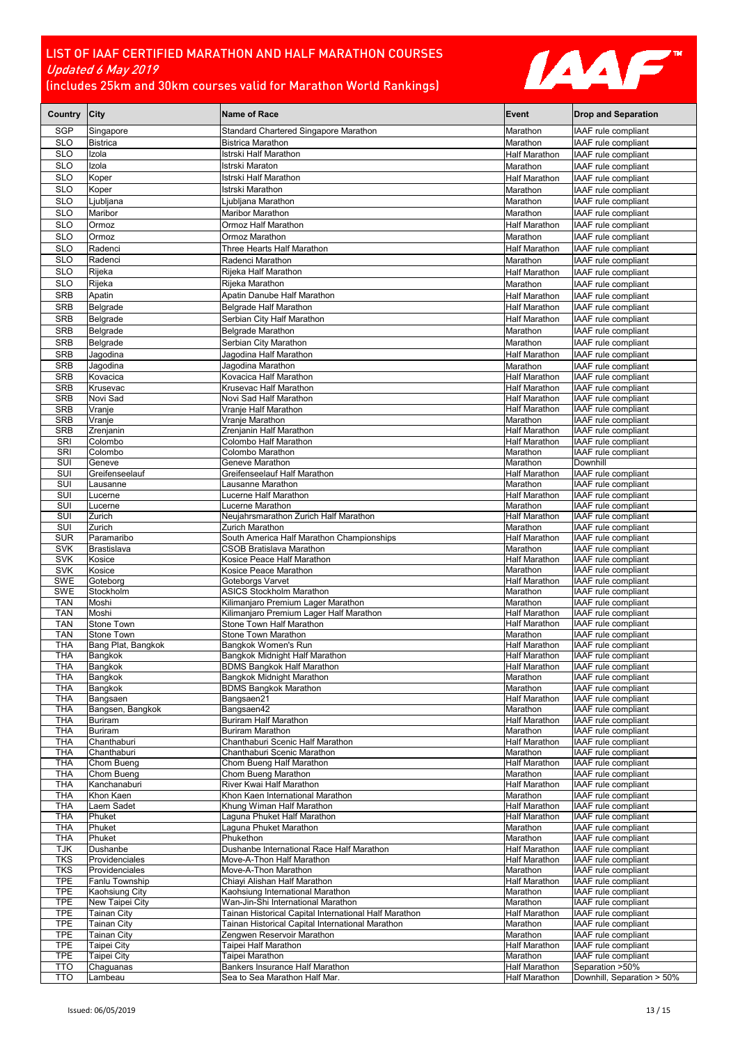# LIST OF IAAF CERTIFIED MARATHON AND HALF MARATHON COURSES

*Updated 6 May 2019*

(includes 25km and 30km courses valid for Marathon World Rankings)

| Country | City | Name of Race | Event | Drop and Separation |
|---|---|---|---|---|
| SGP | Singapore | Standard Chartered Singapore Marathon | Marathon | IAAF rule compliant |
| SLO | Bistrica | Bistrica Marathon | Marathon | IAAF rule compliant |
| SLO | Izola | Istrski Half Marathon | Half Marathon | IAAF rule compliant |
| SLO | Izola | Istrski Maraton | Marathon | IAAF rule compliant |
| SLO | Koper | Istrski Half Marathon | Half Marathon | IAAF rule compliant |
| SLO | Koper | Istrski Marathon | Marathon | IAAF rule compliant |
| SLO | Ljubljana | Ljubljana Marathon | Marathon | IAAF rule compliant |
| SLO | Maribor | Maribor Marathon | Marathon | IAAF rule compliant |
| SLO | Ormoz | Ormoz Half Marathon | Half Marathon | IAAF rule compliant |
| SLO | Ormoz | Ormoz Marathon | Marathon | IAAF rule compliant |
| SLO | Radenci | Three Hearts Half Marathon | Half Marathon | IAAF rule compliant |
| SLO | Radenci | Radenci Marathon | Marathon | IAAF rule compliant |
| SLO | Rijeka | Rijeka Half Marathon | Half Marathon | IAAF rule compliant |
| SLO | Rijeka | Rijeka Marathon | Marathon | IAAF rule compliant |
| SRB | Apatin | Apatin Danube Half Marathon | Half Marathon | IAAF rule compliant |
| SRB | Belgrade | Belgrade Half Marathon | Half Marathon | IAAF rule compliant |
| SRB | Belgrade | Serbian City Half Marathon | Half Marathon | IAAF rule compliant |
| SRB | Belgrade | Belgrade Marathon | Marathon | IAAF rule compliant |
| SRB | Belgrade | Serbian City Marathon | Marathon | IAAF rule compliant |
| SRB | Jagodina | Jagodina Half Marathon | Half Marathon | IAAF rule compliant |
| SRB | Jagodina | Jagodina Marathon | Marathon | IAAF rule compliant |
| SRB | Kovacica | Kovacica Half Marathon | Half Marathon | IAAF rule compliant |
| SRB | Krusevac | Krusevac Half Marathon | Half Marathon | IAAF rule compliant |
| SRB | Novi Sad | Novi Sad Half Marathon | Half Marathon | IAAF rule compliant |
| SRB | Vranje | Vranje Half Marathon | Half Marathon | IAAF rule compliant |
| SRB | Vranje | Vranje Marathon | Marathon | IAAF rule compliant |
| SRB | Zrenjanin | Zrenjanin Half Marathon | Half Marathon | IAAF rule compliant |
| SRI | Colombo | Colombo Half Marathon | Half Marathon | IAAF rule compliant |
| SRI | Colombo | Colombo Marathon | Marathon | IAAF rule compliant |
| SUI | Geneve | Geneve Marathon | Marathon | Downhill |
| SUI | Greifenseelauf | Greifenseelauf Half Marathon | Half Marathon | IAAF rule compliant |
| SUI | Lausanne | Lausanne Marathon | Marathon | IAAF rule compliant |
| SUI | Lucerne | Lucerne Half Marathon | Half Marathon | IAAF rule compliant |
| SUI | Lucerne | Lucerne Marathon | Marathon | IAAF rule compliant |
| SUI | Zurich | Neujahrsmarathon Zurich Half Marathon | Half Marathon | IAAF rule compliant |
| SUI | Zurich | Zurich Marathon | Marathon | IAAF rule compliant |
| SUR | Paramaribo | South America Half Marathon Championships | Half Marathon | IAAF rule compliant |
| SVK | Brastislava | CSOB Bratislava Marathon | Marathon | IAAF rule compliant |
| SVK | Kosice | Kosice Peace Half Marathon | Half Marathon | IAAF rule compliant |
| SVK | Kosice | Kosice Peace Marathon | Marathon | IAAF rule compliant |
| SWE | Goteborg | Goteborgs Varvet | Half Marathon | IAAF rule compliant |
| SWE | Stockholm | ASICS Stockholm Marathon | Marathon | IAAF rule compliant |
| TAN | Moshi | Kilimanjaro Premium Lager Marathon | Marathon | IAAF rule compliant |
| TAN | Moshi | Kilimanjaro Premium Lager Half Marathon | Half Marathon | IAAF rule compliant |
| TAN | Stone Town | Stone Town Half Marathon | Half Marathon | IAAF rule compliant |
| TAN | Stone Town | Stone Town Marathon | Marathon | IAAF rule compliant |
| THA | Bang Plat, Bangkok | Bangkok Women's Run | Half Marathon | IAAF rule compliant |
| THA | Bangkok | Bangkok Midnight Half Marathon | Half Marathon | IAAF rule compliant |
| THA | Bangkok | BDMS Bangkok Half Marathon | Half Marathon | IAAF rule compliant |
| THA | Bangkok | Bangkok Midnight Marathon | Marathon | IAAF rule compliant |
| THA | Bangkok | BDMS Bangkok Marathon | Marathon | IAAF rule compliant |
| THA | Bangsaen | Bangsaen21 | Half Marathon | IAAF rule compliant |
| THA | Bangsen, Bangkok | Bangsaen42 | Marathon | IAAF rule compliant |
| THA | Buriram | Buriram Half Marathon | Half Marathon | IAAF rule compliant |
| THA | Buriram | Buriram Marathon | Marathon | IAAF rule compliant |
| THA | Chanthaburi | Chanthaburi Scenic Half Marathon | Half Marathon | IAAF rule compliant |
| THA | Chanthaburi | Chanthaburi Scenic Marathon | Marathon | IAAF rule compliant |
| THA | Chom Bueng | Chom Bueng Half Marathon | Half Marathon | IAAF rule compliant |
| THA | Chom Bueng | Chom Bueng Marathon | Marathon | IAAF rule compliant |
| THA | Kanchanaburi | River Kwai Half Marathon | Half Marathon | IAAF rule compliant |
| THA | Khon Kaen | Khon Kaen International Marathon | Marathon | IAAF rule compliant |
| THA | Laem Sadet | Khung Wiman Half Marathon | Half Marathon | IAAF rule compliant |
| THA | Phuket | Laguna Phuket Half Marathon | Half Marathon | IAAF rule compliant |
| THA | Phuket | Laguna Phuket Marathon | Marathon | IAAF rule compliant |
| THA | Phuket | Phukethon | Marathon | IAAF rule compliant |
| TJK | Dushanbe | Dushanbe International Race Half Marathon | Half Marathon | IAAF rule compliant |
| TKS | Providenciales | Move-A-Thon Half Marathon | Half Marathon | IAAF rule compliant |
| TKS | Providenciales | Move-A-Thon Marathon | Marathon | IAAF rule compliant |
| TPE | Fanlu Township | Chiayi Alishan Half Marathon | Half Marathon | IAAF rule compliant |
| TPE | Kaohsiung City | Kaohsiung International Marathon | Marathon | IAAF rule compliant |
| TPE | New Taipei City | Wan-Jin-Shi International Marathon | Marathon | IAAF rule compliant |
| TPE | Tainan City | Tainan Historical Capital International Half Marathon | Half Marathon | IAAF rule compliant |
| TPE | Tainan City | Tainan Historical Capital International Marathon | Marathon | IAAF rule compliant |
| TPE | Tainan City | Zengwen Reservoir Marathon | Marathon | IAAF rule compliant |
| TPE | Taipei City | Taipei Half Marathon | Half Marathon | IAAF rule compliant |
| TPE | Taipei City | Taipei Marathon | Marathon | IAAF rule compliant |
| TTO | Chaguanas | Bankers Insurance Half Marathon | Half Marathon | Separation >50% |
| TTO | Lambeau | Sea to Sea Marathon Half Mar. | Half Marathon | Downhill, Separation > 50% |

Issued: 06/05/2019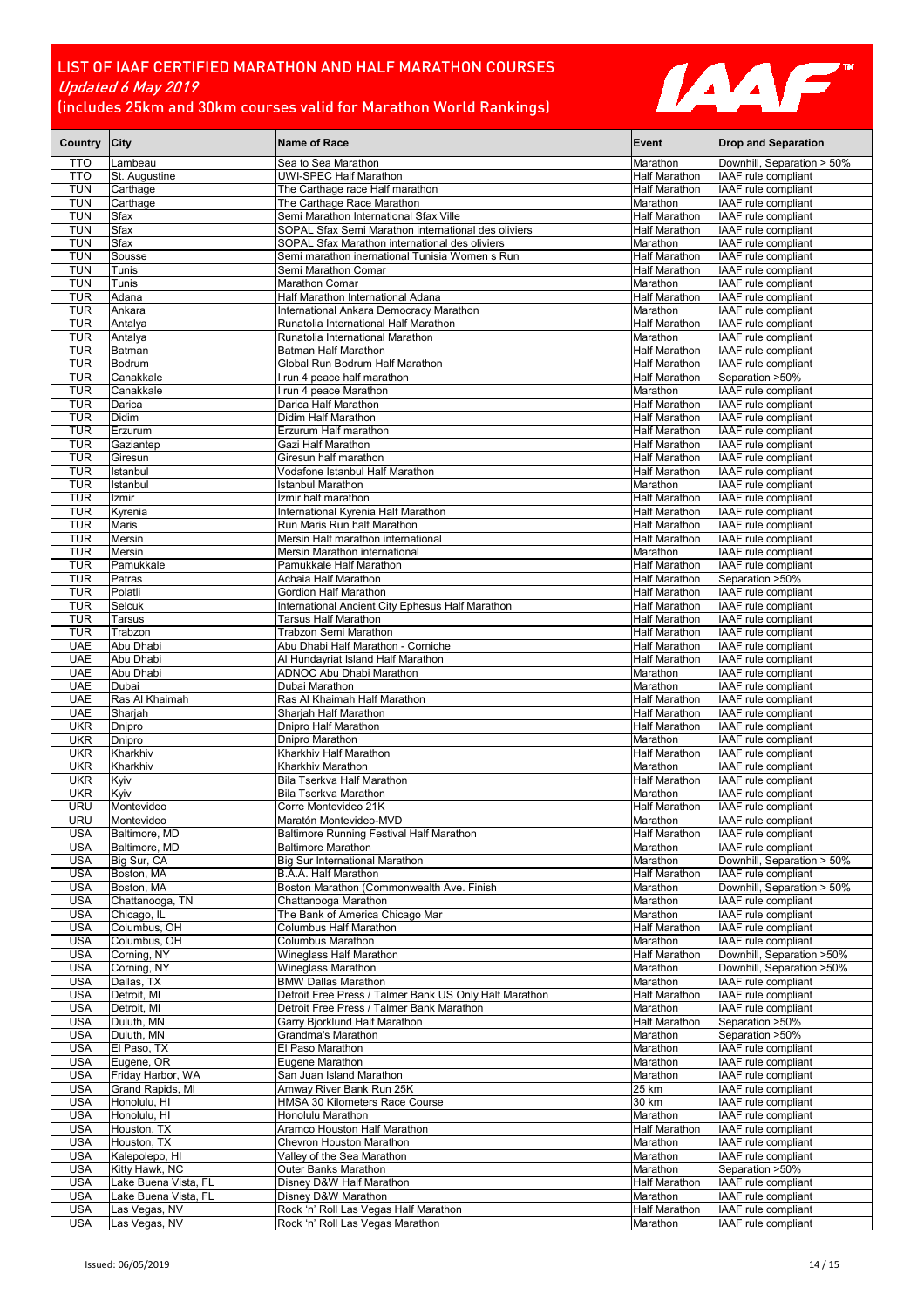# LIST OF IAAF CERTIFIED MARATHON AND HALF MARATHON COURSES

*Updated 6 May 2019*

(includes 25km and 30km courses valid for Marathon World Rankings)

| Country | City | Name of Race | Event | Drop and Separation |
|---|---|---|---|---|
| TTO | Lambeau | Sea to Sea Marathon | Marathon | Downhill, Separation > 50% |
| TTO | St. Augustine | UWI-SPEC Half Marathon | Half Marathon | IAAF rule compliant |
| TUN | Carthage | The Carthage race Half marathon | Half Marathon | IAAF rule compliant |
| TUN | Carthage | The Carthage Race Marathon | Marathon | IAAF rule compliant |
| TUN | Sfax | Semi Marathon International Sfax Ville | Half Marathon | IAAF rule compliant |
| TUN | Sfax | SOPAL Sfax Semi Marathon international des oliviers | Half Marathon | IAAF rule compliant |
| TUN | Sfax | SOPAL Sfax Marathon international des oliviers | Marathon | IAAF rule compliant |
| TUN | Sousse | Semi marathon inernational Tunisia Women s Run | Half Marathon | IAAF rule compliant |
| TUN | Tunis | Semi Marathon Comar | Half Marathon | IAAF rule compliant |
| TUN | Tunis | Marathon Comar | Marathon | IAAF rule compliant |
| TUR | Adana | Half Marathon International Adana | Half Marathon | IAAF rule compliant |
| TUR | Ankara | International Ankara Democracy Marathon | Marathon | IAAF rule compliant |
| TUR | Antalya | Runatolia International Half Marathon | Half Marathon | IAAF rule compliant |
| TUR | Antalya | Runatolia International Marathon | Marathon | IAAF rule compliant |
| TUR | Batman | Batman Half Marathon | Half Marathon | IAAF rule compliant |
| TUR | Bodrum | Global Run Bodrum Half Marathon | Half Marathon | IAAF rule compliant |
| TUR | Canakkale | I run 4 peace half marathon | Half Marathon | Separation >50% |
| TUR | Canakkale | I run 4 peace Marathon | Marathon | IAAF rule compliant |
| TUR | Darica | Darica Half Marathon | Half Marathon | IAAF rule compliant |
| TUR | Didim | Didim Half Marathon | Half Marathon | IAAF rule compliant |
| TUR | Erzurum | Erzurum Half marathon | Half Marathon | IAAF rule compliant |
| TUR | Gaziantep | Gazi Half Marathon | Half Marathon | IAAF rule compliant |
| TUR | Giresun | Giresun half marathon | Half Marathon | IAAF rule compliant |
| TUR | Istanbul | Vodafone Istanbul Half Marathon | Half Marathon | IAAF rule compliant |
| TUR | Istanbul | Istanbul Marathon | Marathon | IAAF rule compliant |
| TUR | Izmir | Izmir half marathon | Half Marathon | IAAF rule compliant |
| TUR | Kyrenia | International Kyrenia Half Marathon | Half Marathon | IAAF rule compliant |
| TUR | Maris | Run Maris Run half Marathon | Half Marathon | IAAF rule compliant |
| TUR | Mersin | Mersin Half marathon international | Half Marathon | IAAF rule compliant |
| TUR | Mersin | Mersin Marathon international | Marathon | IAAF rule compliant |
| TUR | Pamukkale | Pamukkale Half Marathon | Half Marathon | IAAF rule compliant |
| TUR | Patras | Achaia Half Marathon | Half Marathon | Separation >50% |
| TUR | Polatli | Gordion Half Marathon | Half Marathon | IAAF rule compliant |
| TUR | Selcuk | International Ancient City Ephesus Half Marathon | Half Marathon | IAAF rule compliant |
| TUR | Tarsus | Tarsus Half Marathon | Half Marathon | IAAF rule compliant |
| TUR | Trabzon | Trabzon Semi Marathon | Half Marathon | IAAF rule compliant |
| UAE | Abu Dhabi | Abu Dhabi Half Marathon - Corniche | Half Marathon | IAAF rule compliant |
| UAE | Abu Dhabi | Al Hundayriat Island Half Marathon | Half Marathon | IAAF rule compliant |
| UAE | Abu Dhabi | ADNOC Abu Dhabi Marathon | Marathon | IAAF rule compliant |
| UAE | Dubai | Dubai Marathon | Marathon | IAAF rule compliant |
| UAE | Ras Al Khaimah | Ras Al Khaimah Half Marathon | Half Marathon | IAAF rule compliant |
| UAE | Sharjah | Sharjah Half Marathon | Half Marathon | IAAF rule compliant |
| UKR | Dnipro | Dnipro Half Marathon | Half Marathon | IAAF rule compliant |
| UKR | Dnipro | Dnipro Marathon | Marathon | IAAF rule compliant |
| UKR | Kharkhiv | Kharkhiv Half Marathon | Half Marathon | IAAF rule compliant |
| UKR | Kharkhiv | Kharkhiv Marathon | Marathon | IAAF rule compliant |
| UKR | Kyiv | Bila Tserkva Half Marathon | Half Marathon | IAAF rule compliant |
| UKR | Kyiv | Bila Tserkva Marathon | Marathon | IAAF rule compliant |
| URU | Montevideo | Corre Montevideo 21K | Half Marathon | IAAF rule compliant |
| URU | Montevideo | Maratón Montevideo-MVD | Marathon | IAAF rule compliant |
| USA | Baltimore, MD | Baltimore Running Festival Half Marathon | Half Marathon | IAAF rule compliant |
| USA | Baltimore, MD | Baltimore Marathon | Marathon | IAAF rule compliant |
| USA | Big Sur, CA | Big Sur International Marathon | Marathon | Downhill, Separation > 50% |
| USA | Boston, MA | B.A.A. Half Marathon | Half Marathon | IAAF rule compliant |
| USA | Boston, MA | Boston Marathon (Commonwealth Ave. Finish | Marathon | Downhill, Separation > 50% |
| USA | Chattanooga, TN | Chattanooga Marathon | Marathon | IAAF rule compliant |
| USA | Chicago, IL | The Bank of America Chicago Mar | Marathon | IAAF rule compliant |
| USA | Columbus, OH | Columbus Half Marathon | Half Marathon | IAAF rule compliant |
| USA | Columbus, OH | Columbus Marathon | Marathon | IAAF rule compliant |
| USA | Corning, NY | Wineglass Half Marathon | Half Marathon | Downhill, Separation >50% |
| USA | Corning, NY | Wineglass Marathon | Marathon | Downhill, Separation >50% |
| USA | Dallas, TX | BMW Dallas Marathon | Marathon | IAAF rule compliant |
| USA | Detroit, MI | Detroit Free Press / Talmer Bank US Only Half Marathon | Half Marathon | IAAF rule compliant |
| USA | Detroit, MI | Detroit Free Press / Talmer Bank Marathon | Marathon | IAAF rule compliant |
| USA | Duluth, MN | Garry Bjorklund Half Marathon | Half Marathon | Separation >50% |
| USA | Duluth, MN | Grandma's Marathon | Marathon | Separation >50% |
| USA | El Paso, TX | El Paso Marathon | Marathon | IAAF rule compliant |
| USA | Eugene, OR | Eugene Marathon | Marathon | IAAF rule compliant |
| USA | Friday Harbor, WA | San Juan Island Marathon | Marathon | IAAF rule compliant |
| USA | Grand Rapids, MI | Amway River Bank Run 25K | 25 km | IAAF rule compliant |
| USA | Honolulu, HI | HMSA 30 Kilometers Race Course | 30 km | IAAF rule compliant |
| USA | Honolulu, HI | Honolulu Marathon | Marathon | IAAF rule compliant |
| USA | Houston, TX | Aramco Houston Half Marathon | Half Marathon | IAAF rule compliant |
| USA | Houston, TX | Chevron Houston Marathon | Marathon | IAAF rule compliant |
| USA | Kalepolepo, HI | Valley of the Sea Marathon | Marathon | IAAF rule compliant |
| USA | Kitty Hawk, NC | Outer Banks Marathon | Marathon | Separation >50% |
| USA | Lake Buena Vista, FL | Disney D&W Half Marathon | Half Marathon | IAAF rule compliant |
| USA | Lake Buena Vista, FL | Disney D&W Marathon | Marathon | IAAF rule compliant |
| USA | Las Vegas, NV | Rock 'n' Roll Las Vegas Half Marathon | Half Marathon | IAAF rule compliant |
| USA | Las Vegas, NV | Rock 'n' Roll Las Vegas Marathon | Marathon | IAAF rule compliant |

Issued: 06/05/2019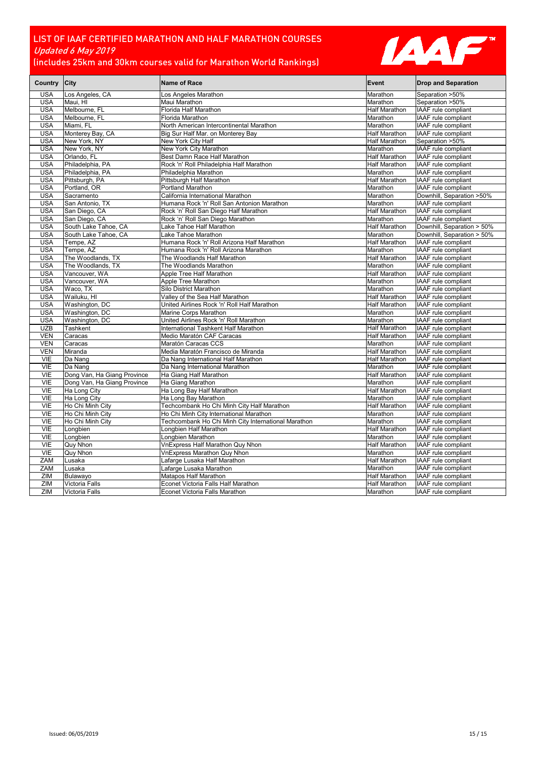# LIST OF IAAF CERTIFIED MARATHON AND HALF MARATHON COURSES

*Updated 6 May 2019*

(includes 25km and 30km courses valid for Marathon World Rankings)

| Country | City | Name of Race | Event | Drop and Separation |
|---|---|---|---|---|
| USA | Los Angeles, CA | Los Angeles Marathon | Marathon | Separation >50% |
| USA | Maui, HI | Maui Marathon | Marathon | Separation >50% |
| USA | Melbourne, FL | Florida Half Marathon | Half Marathon | IAAF rule compliant |
| USA | Melbourne, FL | Florida Marathon | Marathon | IAAF rule compliant |
| USA | Miami, FL | North American Intercontinental Marathon | Marathon | IAAF rule compliant |
| USA | Monterey Bay, CA | Big Sur Half Mar. on Monterey Bay | Half Marathon | IAAF rule compliant |
| USA | New York, NY | New York City Half | Half Marathon | Separation >50% |
| USA | New York, NY | New York City Marathon | Marathon | IAAF rule compliant |
| USA | Orlando, FL | Best Damn Race Half Marathon | Half Marathon | IAAF rule compliant |
| USA | Philadelphia, PA | Rock 'n' Roll Philadelphia Half Marathon | Half Marathon | IAAF rule compliant |
| USA | Philadelphia, PA | Philadelphia Marathon | Marathon | IAAF rule compliant |
| USA | Pittsburgh, PA | Pittsburgh Half Marathon | Half Marathon | IAAF rule compliant |
| USA | Portland, OR | Portland Marathon | Marathon | IAAF rule compliant |
| USA | Sacramento | California International Marathon | Marathon | Downhill, Separation >50% |
| USA | San Antonio, TX | Humana Rock 'n' Roll San Antonion Marathon | Marathon | IAAF rule compliant |
| USA | San Diego, CA | Rock 'n' Roll San Diego Half Marathon | Half Marathon | IAAF rule compliant |
| USA | San Diego, CA | Rock 'n' Roll San Diego Marathon | Marathon | IAAF rule compliant |
| USA | South Lake Tahoe, CA | Lake Tahoe Half Marathon | Half Marathon | Downhill, Separation > 50% |
| USA | South Lake Tahoe, CA | Lake Tahoe Marathon | Marathon | Downhill, Separation > 50% |
| USA | Tempe, AZ | Humana Rock 'n' Roll Arizona Half Marathon | Half Marathon | IAAF rule compliant |
| USA | Tempe, AZ | Humana Rock 'n' Roll Arizona Marathon | Marathon | IAAF rule compliant |
| USA | The Woodlands, TX | The Woodlands Half Marathon | Half Marathon | IAAF rule compliant |
| USA | The Woodlands, TX | The Woodlands Marathon | Marathon | IAAF rule compliant |
| USA | Vancouver, WA | Apple Tree Half Marathon | Half Marathon | IAAF rule compliant |
| USA | Vancouver, WA | Apple Tree Marathon | Marathon | IAAF rule compliant |
| USA | Waco, TX | Silo District Marathon | Marathon | IAAF rule compliant |
| USA | Wailuku, HI | Valley of the Sea Half Marathon | Half Marathon | IAAF rule compliant |
| USA | Washington, DC | United Airlines Rock 'n' Roll Half Marathon | Half Marathon | IAAF rule compliant |
| USA | Washington, DC | Marine Corps Marathon | Marathon | IAAF rule compliant |
| USA | Washington, DC | United Airlines Rock 'n' Roll Marathon | Marathon | IAAF rule compliant |
| UZB | Tashkent | International Tashkent Half Marathon | Half Marathon | IAAF rule compliant |
| VEN | Caracas | Medio Maratón CAF Caracas | Half Marathon | IAAF rule compliant |
| VEN | Caracas | Maratón Caracas CCS | Marathon | IAAF rule compliant |
| VEN | Miranda | Media Maratón Francisco de Miranda | Half Marathon | IAAF rule compliant |
| VIE | Da Nang | Da Nang International Half Marathon | Half Marathon | IAAF rule compliant |
| VIE | Da Nang | Da Nang International Marathon | Marathon | IAAF rule compliant |
| VIE | Dong Van, Ha Giang Province | Ha Giang Half Marathon | Half Marathon | IAAF rule compliant |
| VIE | Dong Van, Ha Giang Province | Ha Giang Marathon | Marathon | IAAF rule compliant |
| VIE | Ha Long City | Ha Long Bay Half Marathon | Half Marathon | IAAF rule compliant |
| VIE | Ha Long City | Ha Long Bay Marathon | Marathon | IAAF rule compliant |
| VIE | Ho Chi Minh City | Techcombank Ho Chi Minh City Half Marathon | Half Marathon | IAAF rule compliant |
| VIE | Ho Chi Minh City | Ho Chi Minh City International Marathon | Marathon | IAAF rule compliant |
| VIE | Ho Chi Minh City | Techcombank Ho Chi Minh City International Marathon | Marathon | IAAF rule compliant |
| VIE | Longbien | Longbien Half Marathon | Half Marathon | IAAF rule compliant |
| VIE | Longbien | Longbien Marathon | Marathon | IAAF rule compliant |
| VIE | Quy Nhon | VnExpress Half Marathon Quy Nhon | Half Marathon | IAAF rule compliant |
| VIE | Quy Nhon | VnExpress Marathon Quy Nhon | Marathon | IAAF rule compliant |
| ZAM | Lusaka | Lafarge Lusaka Half Marathon | Half Marathon | IAAF rule compliant |
| ZAM | Lusaka | Lafarge Lusaka Marathon | Marathon | IAAF rule compliant |
| ZIM | Bulawayo | Matapos Half Marathon | Half Marathon | IAAF rule compliant |
| ZIM | Victoria Falls | Econet Victoria Falls Half Marathon | Half Marathon | IAAF rule compliant |
| ZIM | Victoria Falls | Econet Victoria Falls Marathon | Marathon | IAAF rule compliant |

Issued: 06/05/2019